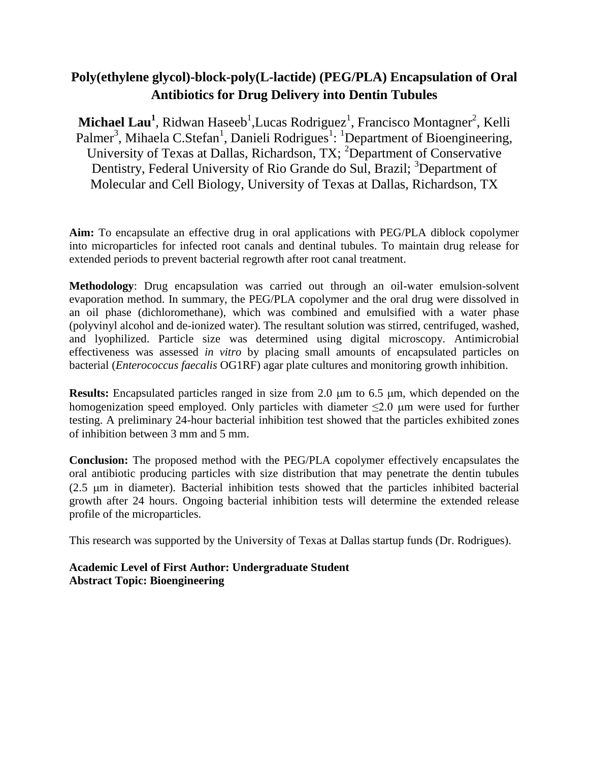# Poly(ethylene glycol)-block-poly(L-lactide) (PEG/PLA) Encapsulation of Oral Antibiotics for Drug Delivery into Dentin Tubules

**Michael Lau[1]**, Ridwan Haseeb[1], Lucas Rodriguez[1], Francisco Montagner[2], Kelli Palmer[3], Mihaela C.Stefan[1], Danieli Rodrigues[1]: [1]Department of Bioengineering, University of Texas at Dallas, Richardson, TX; [2]Department of Conservative Dentistry, Federal University of Rio Grande do Sul, Brazil; [3]Department of Molecular and Cell Biology, University of Texas at Dallas, Richardson, TX

**Aim:** To encapsulate an effective drug in oral applications with PEG/PLA diblock copolymer into microparticles for infected root canals and dentinal tubules. To maintain drug release for extended periods to prevent bacterial regrowth after root canal treatment.

**Methodology**: Drug encapsulation was carried out through an oil-water emulsion-solvent evaporation method. In summary, the PEG/PLA copolymer and the oral drug were dissolved in an oil phase (dichloromethane), which was combined and emulsified with a water phase (polyvinyl alcohol and de-ionized water). The resultant solution was stirred, centrifuged, washed, and lyophilized. Particle size was determined using digital microscopy. Antimicrobial effectiveness was assessed *in vitro* by placing small amounts of encapsulated particles on bacterial (*Enterococcus faecalis* OG1RF) agar plate cultures and monitoring growth inhibition.

**Results:** Encapsulated particles ranged in size from 2.0 μm to 6.5 μm, which depended on the homogenization speed employed. Only particles with diameter $\leq$2.0 μm were used for further testing. A preliminary 24-hour bacterial inhibition test showed that the particles exhibited zones of inhibition between 3 mm and 5 mm.

**Conclusion:** The proposed method with the PEG/PLA copolymer effectively encapsulates the oral antibiotic producing particles with size distribution that may penetrate the dentin tubules (2.5 μm in diameter). Bacterial inhibition tests showed that the particles inhibited bacterial growth after 24 hours. Ongoing bacterial inhibition tests will determine the extended release profile of the microparticles.

This research was supported by the University of Texas at Dallas startup funds (Dr. Rodrigues).

**Academic Level of First Author: Undergraduate Student**
**Abstract Topic: Bioengineering**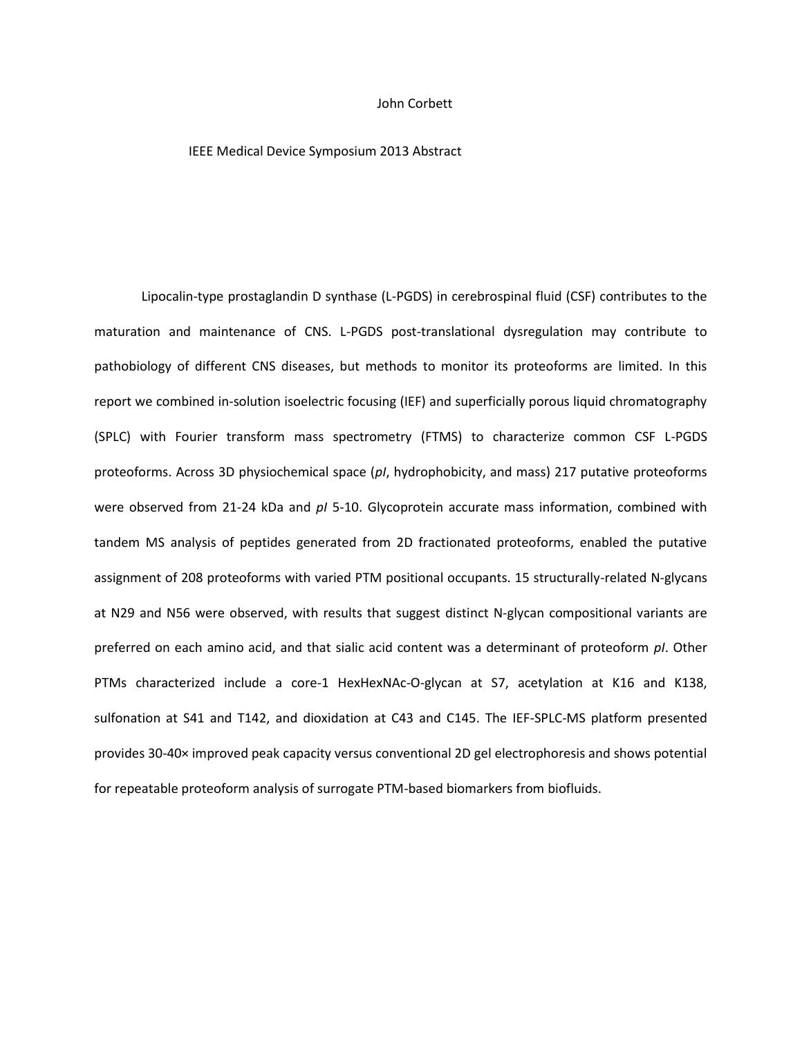John Corbett

IEEE Medical Device Symposium 2013 Abstract

Lipocalin-type prostaglandin D synthase (L-PGDS) in cerebrospinal fluid (CSF) contributes to the maturation and maintenance of CNS. L-PGDS post-translational dysregulation may contribute to pathobiology of different CNS diseases, but methods to monitor its proteoforms are limited. In this report we combined in-solution isoelectric focusing (IEF) and superficially porous liquid chromatography (SPLC) with Fourier transform mass spectrometry (FTMS) to characterize common CSF L-PGDS proteoforms. Across 3D physiochemical space (*pI*, hydrophobicity, and mass) 217 putative proteoforms were observed from 21-24 kDa and *pI* 5-10. Glycoprotein accurate mass information, combined with tandem MS analysis of peptides generated from 2D fractionated proteoforms, enabled the putative assignment of 208 proteoforms with varied PTM positional occupants. 15 structurally-related N-glycans at N29 and N56 were observed, with results that suggest distinct N-glycan compositional variants are preferred on each amino acid, and that sialic acid content was a determinant of proteoform *pI*. Other PTMs characterized include a core-1 HexHexNAc-O-glycan at S7, acetylation at K16 and K138, sulfonation at S41 and T142, and dioxidation at C43 and C145. The IEF-SPLC-MS platform presented provides 30-40× improved peak capacity versus conventional 2D gel electrophoresis and shows potential for repeatable proteoform analysis of surrogate PTM-based biomarkers from biofluids.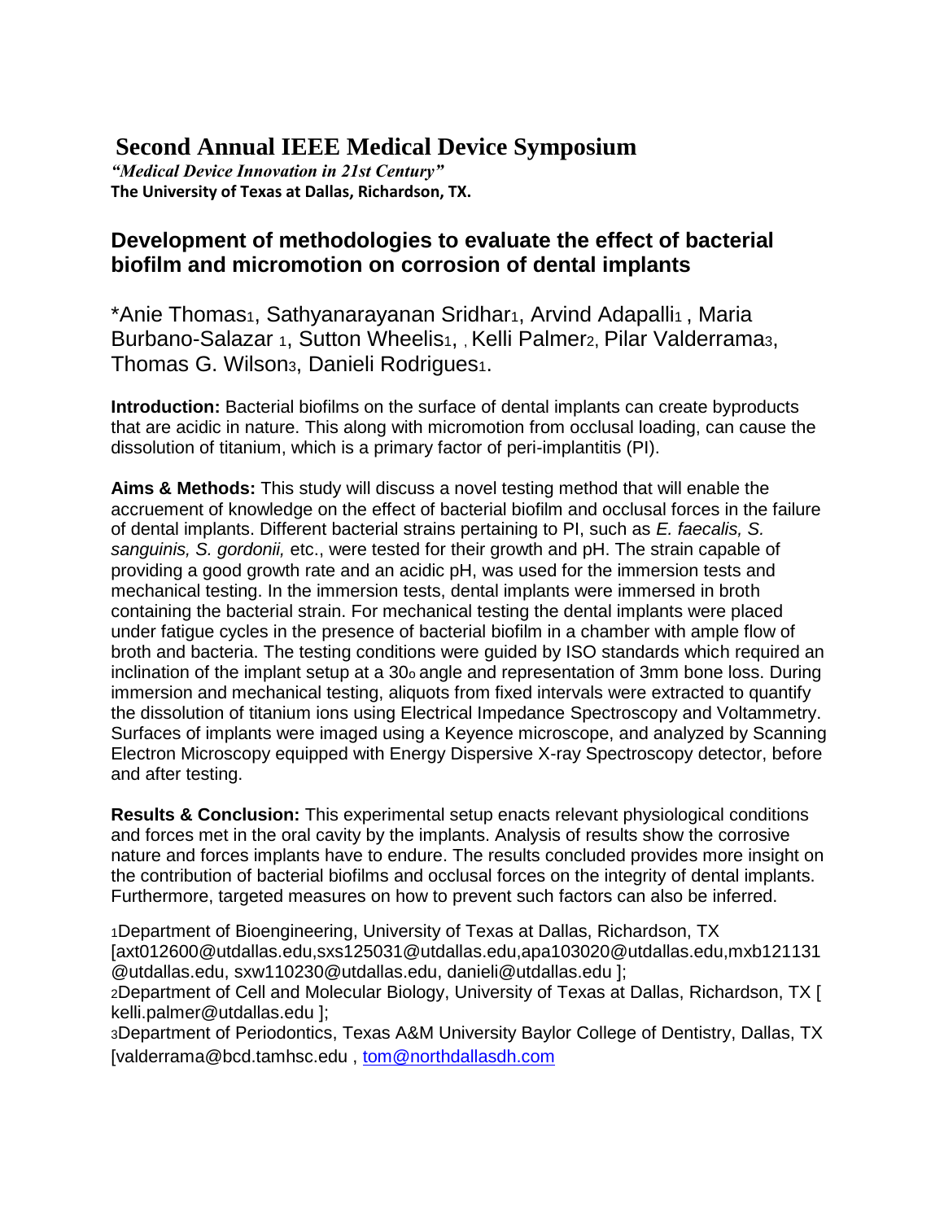# Second Annual IEEE Medical Device Symposium

*"Medical Device Innovation in 21st Century"*

**The University of Texas at Dallas, Richardson, TX.**

## Development of methodologies to evaluate the effect of bacterial biofilm and micromotion on corrosion of dental implants

*Anie Thomas[1], Sathyanarayanan Sridhar[1], Arvind Adapalli[1] , Maria Burbano-Salazar [1], Sutton Wheelis[1], , Kelli Palmer[2], Pilar Valderrama[3], Thomas G. Wilson[3], Danieli Rodrigues[1].

**Introduction:** Bacterial biofilms on the surface of dental implants can create byproducts that are acidic in nature. This along with micromotion from occlusal loading, can cause the dissolution of titanium, which is a primary factor of peri-implantitis (PI).

**Aims & Methods:** This study will discuss a novel testing method that will enable the accruement of knowledge on the effect of bacterial biofilm and occlusal forces in the failure of dental implants. Different bacterial strains pertaining to PI, such as *E. faecalis, S. sanguinis, S. gordonii,* etc., were tested for their growth and pH. The strain capable of providing a good growth rate and an acidic pH, was used for the immersion tests and mechanical testing. In the immersion tests, dental implants were immersed in broth containing the bacterial strain. For mechanical testing the dental implants were placed under fatigue cycles in the presence of bacterial biofilm in a chamber with ample flow of broth and bacteria. The testing conditions were guided by ISO standards which required an inclination of the implant setup at a $30_o$ angle and representation of 3mm bone loss. During immersion and mechanical testing, aliquots from fixed intervals were extracted to quantify the dissolution of titanium ions using Electrical Impedance Spectroscopy and Voltammetry. Surfaces of implants were imaged using a Keyence microscope, and analyzed by Scanning Electron Microscopy equipped with Energy Dispersive X-ray Spectroscopy detector, before and after testing.

**Results & Conclusion:** This experimental setup enacts relevant physiological conditions and forces met in the oral cavity by the implants. Analysis of results show the corrosive nature and forces implants have to endure. The results concluded provides more insight on the contribution of bacterial biofilms and occlusal forces on the integrity of dental implants. Furthermore, targeted measures on how to prevent such factors can also be inferred.

[1]Department of Bioengineering, University of Texas at Dallas, Richardson, TX [axt012600@utdallas.edu,sxs125031@utdallas.edu,apa103020@utdallas.edu,mxb121131@utdallas.edu, sxw110230@utdallas.edu, danieli@utdallas.edu ];

[2]Department of Cell and Molecular Biology, University of Texas at Dallas, Richardson, TX [ kelli.palmer@utdallas.edu ];

[3]Department of Periodontics, Texas A&M University Baylor College of Dentistry, Dallas, TX [valderrama@bcd.tamhsc.edu , tom@northdallasdh.com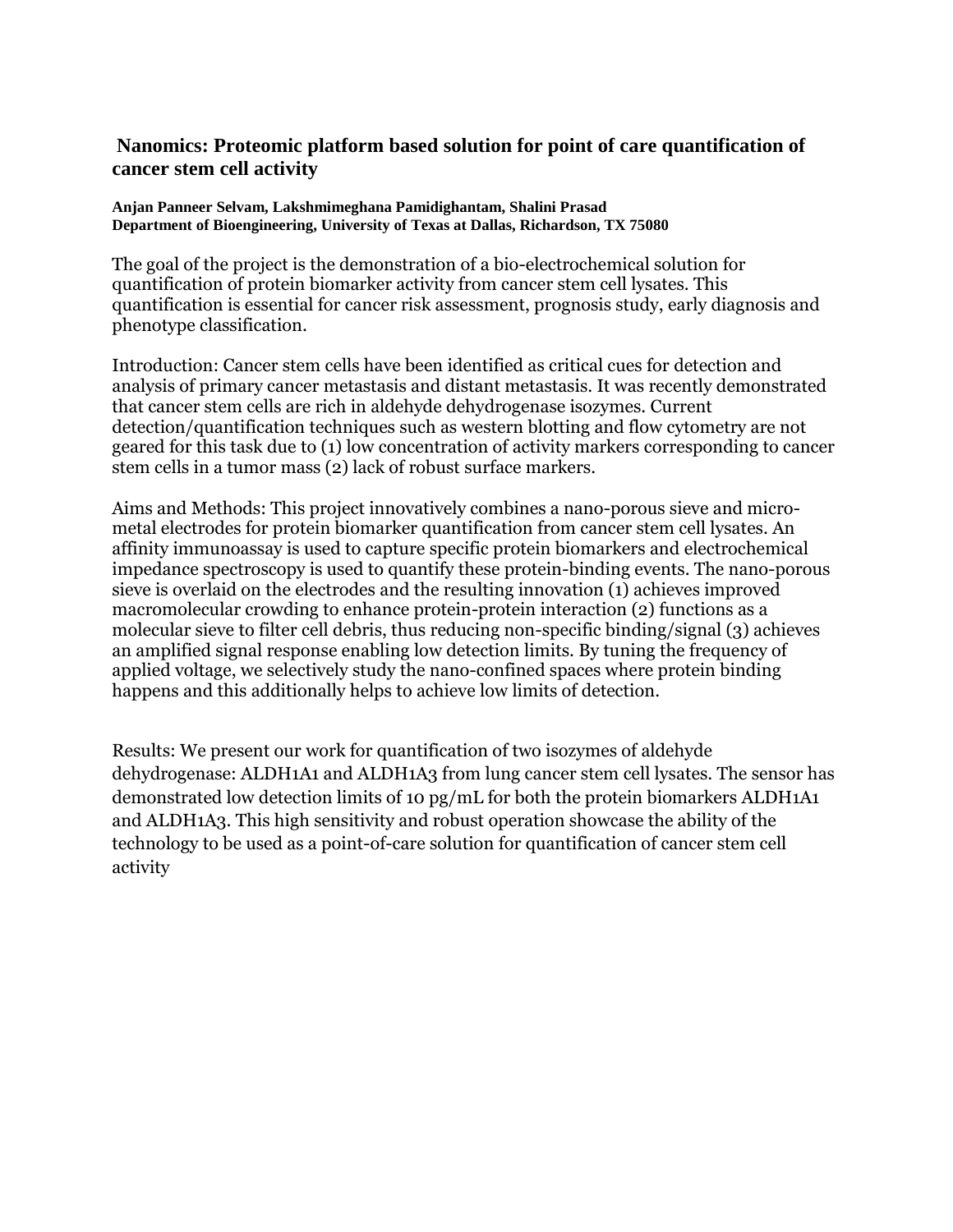## Nanomics: Proteomic platform based solution for point of care quantification of cancer stem cell activity

**Anjan Panneer Selvam, Lakshmimeghana Pamidighantam, Shalini Prasad**
**Department of Bioengineering, University of Texas at Dallas, Richardson, TX 75080**

The goal of the project is the demonstration of a bio-electrochemical solution for quantification of protein biomarker activity from cancer stem cell lysates. This quantification is essential for cancer risk assessment, prognosis study, early diagnosis and phenotype classification.

Introduction: Cancer stem cells have been identified as critical cues for detection and analysis of primary cancer metastasis and distant metastasis. It was recently demonstrated that cancer stem cells are rich in aldehyde dehydrogenase isozymes. Current detection/quantification techniques such as western blotting and flow cytometry are not geared for this task due to (1) low concentration of activity markers corresponding to cancer stem cells in a tumor mass (2) lack of robust surface markers.

Aims and Methods: This project innovatively combines a nano-porous sieve and micro-metal electrodes for protein biomarker quantification from cancer stem cell lysates. An affinity immunoassay is used to capture specific protein biomarkers and electrochemical impedance spectroscopy is used to quantify these protein-binding events. The nano-porous sieve is overlaid on the electrodes and the resulting innovation (1) achieves improved macromolecular crowding to enhance protein-protein interaction (2) functions as a molecular sieve to filter cell debris, thus reducing non-specific binding/signal (3) achieves an amplified signal response enabling low detection limits. By tuning the frequency of applied voltage, we selectively study the nano-confined spaces where protein binding happens and this additionally helps to achieve low limits of detection.

Results: We present our work for quantification of two isozymes of aldehyde dehydrogenase: ALDH1A1 and ALDH1A3 from lung cancer stem cell lysates. The sensor has demonstrated low detection limits of 10 pg/mL for both the protein biomarkers ALDH1A1 and ALDH1A3. This high sensitivity and robust operation showcase the ability of the technology to be used as a point-of-care solution for quantification of cancer stem cell activity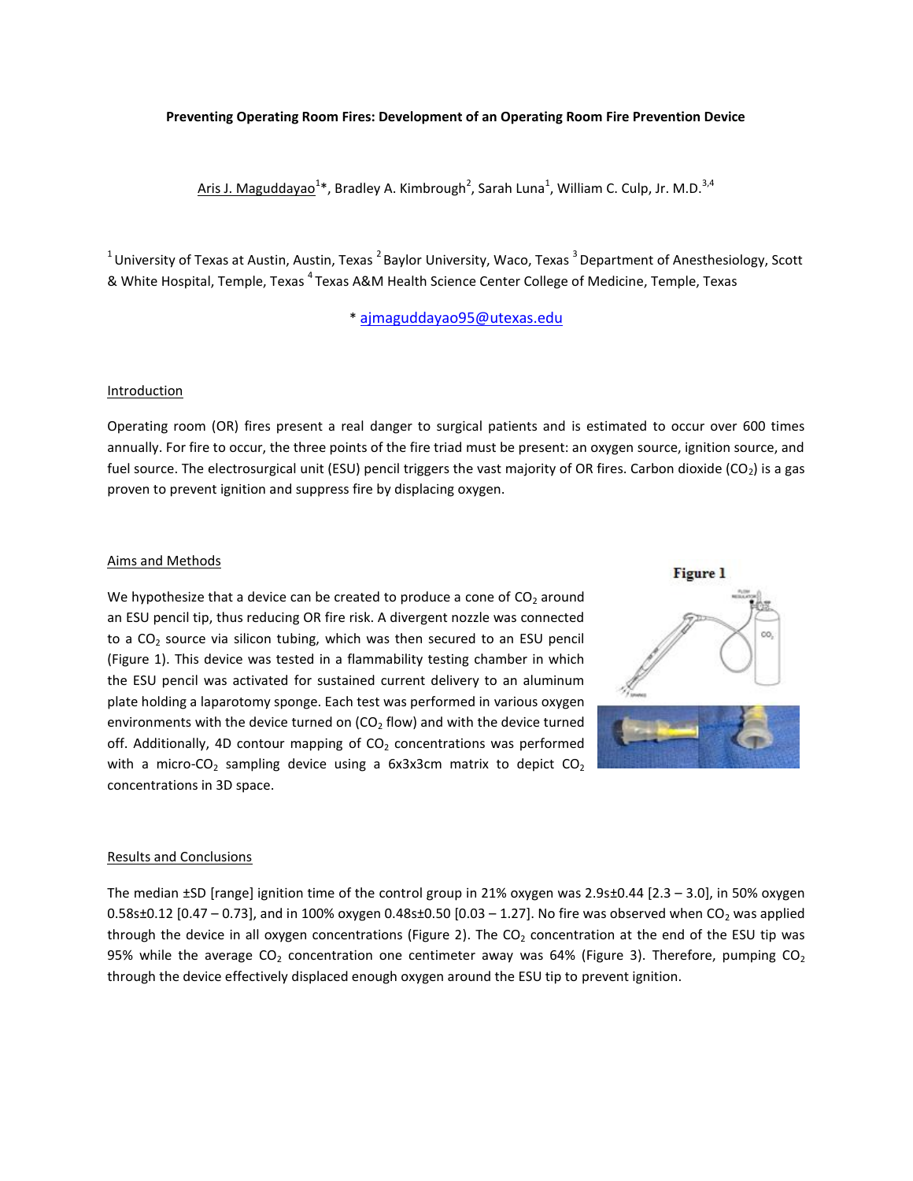**Preventing Operating Room Fires: Development of an Operating Room Fire Prevention Device**

Aris J. Maguddayao[1]*, Bradley A. Kimbrough[2], Sarah Luna[1], William C. Culp, Jr. M.D.[3,4]

[1] University of Texas at Austin, Austin, Texas [2] Baylor University, Waco, Texas [3] Department of Anesthesiology, Scott & White Hospital, Temple, Texas [4] Texas A&M Health Science Center College of Medicine, Temple, Texas

* ajmaguddayao95@utexas.edu

## Introduction

Operating room (OR) fires present a real danger to surgical patients and is estimated to occur over 600 times annually. For fire to occur, the three points of the fire triad must be present: an oxygen source, ignition source, and fuel source. The electrosurgical unit (ESU) pencil triggers the vast majority of OR fires. Carbon dioxide ($CO_2$) is a gas proven to prevent ignition and suppress fire by displacing oxygen.

## Aims and Methods

We hypothesize that a device can be created to produce a cone of $CO_2$ around an ESU pencil tip, thus reducing OR fire risk. A divergent nozzle was connected to a $CO_2$ source via silicon tubing, which was then secured to an ESU pencil (Figure 1). This device was tested in a flammability testing chamber in which the ESU pencil was activated for sustained current delivery to an aluminum plate holding a laparotomy sponge. Each test was performed in various oxygen environments with the device turned on ($CO_2$ flow) and with the device turned off. Additionally, 4D contour mapping of $CO_2$ concentrations was performed with a micro-$CO_2$ sampling device using a 6x3x3cm matrix to depict $CO_2$ concentrations in 3D space.

**Figure 1**

## Results and Conclusions

The median ±SD [range] ignition time of the control group in 21% oxygen was 2.9s±0.44 [2.3 – 3.0], in 50% oxygen 0.58s±0.12 [0.47 – 0.73], and in 100% oxygen 0.48s±0.50 [0.03 – 1.27]. No fire was observed when $CO_2$ was applied through the device in all oxygen concentrations (Figure 2). The $CO_2$ concentration at the end of the ESU tip was 95% while the average $CO_2$ concentration one centimeter away was 64% (Figure 3). Therefore, pumping $CO_2$ through the device effectively displaced enough oxygen around the ESU tip to prevent ignition.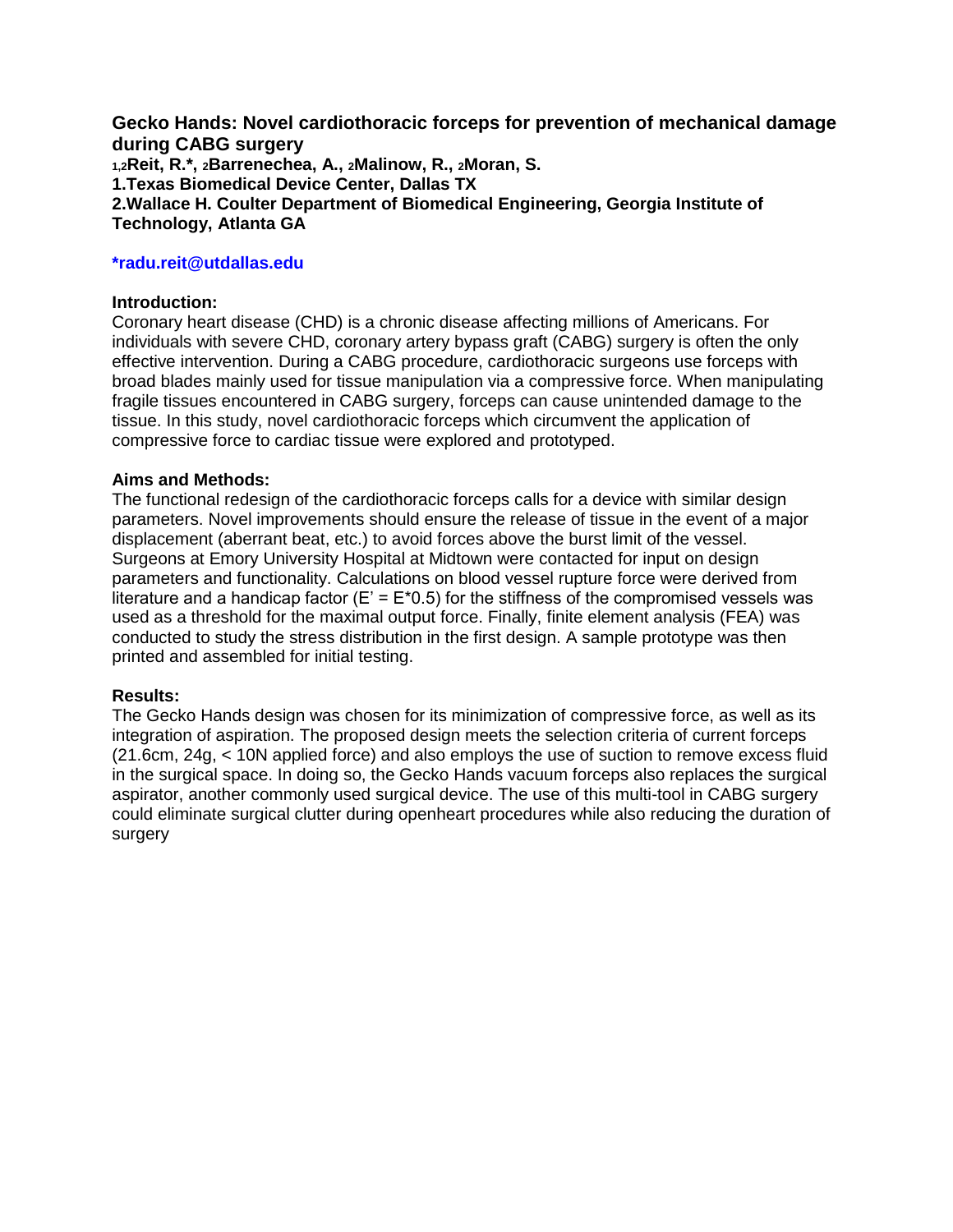## Gecko Hands: Novel cardiothoracic forceps for prevention of mechanical damage during CABG surgery

**[1,2]Reit, R.\*, [2]Barrenechea, A., [2]Malinow, R., [2]Moran, S.**

**1.Texas Biomedical Device Center, Dallas TX**

**2.Wallace H. Coulter Department of Biomedical Engineering, Georgia Institute of Technology, Atlanta GA**

**\*radu.reit@utdallas.edu**

### Introduction:

Coronary heart disease (CHD) is a chronic disease affecting millions of Americans. For individuals with severe CHD, coronary artery bypass graft (CABG) surgery is often the only effective intervention. During a CABG procedure, cardiothoracic surgeons use forceps with broad blades mainly used for tissue manipulation via a compressive force. When manipulating fragile tissues encountered in CABG surgery, forceps can cause unintended damage to the tissue. In this study, novel cardiothoracic forceps which circumvent the application of compressive force to cardiac tissue were explored and prototyped.

### Aims and Methods:

The functional redesign of the cardiothoracic forceps calls for a device with similar design parameters. Novel improvements should ensure the release of tissue in the event of a major displacement (aberrant beat, etc.) to avoid forces above the burst limit of the vessel. Surgeons at Emory University Hospital at Midtown were contacted for input on design parameters and functionality. Calculations on blood vessel rupture force were derived from literature and a handicap factor ($E' = E*0.5$) for the stiffness of the compromised vessels was used as a threshold for the maximal output force. Finally, finite element analysis (FEA) was conducted to study the stress distribution in the first design. A sample prototype was then printed and assembled for initial testing.

### Results:

The Gecko Hands design was chosen for its minimization of compressive force, as well as its integration of aspiration. The proposed design meets the selection criteria of current forceps (21.6cm, 24g, < 10N applied force) and also employs the use of suction to remove excess fluid in the surgical space. In doing so, the Gecko Hands vacuum forceps also replaces the surgical aspirator, another commonly used surgical device. The use of this multi-tool in CABG surgery could eliminate surgical clutter during openheart procedures while also reducing the duration of surgery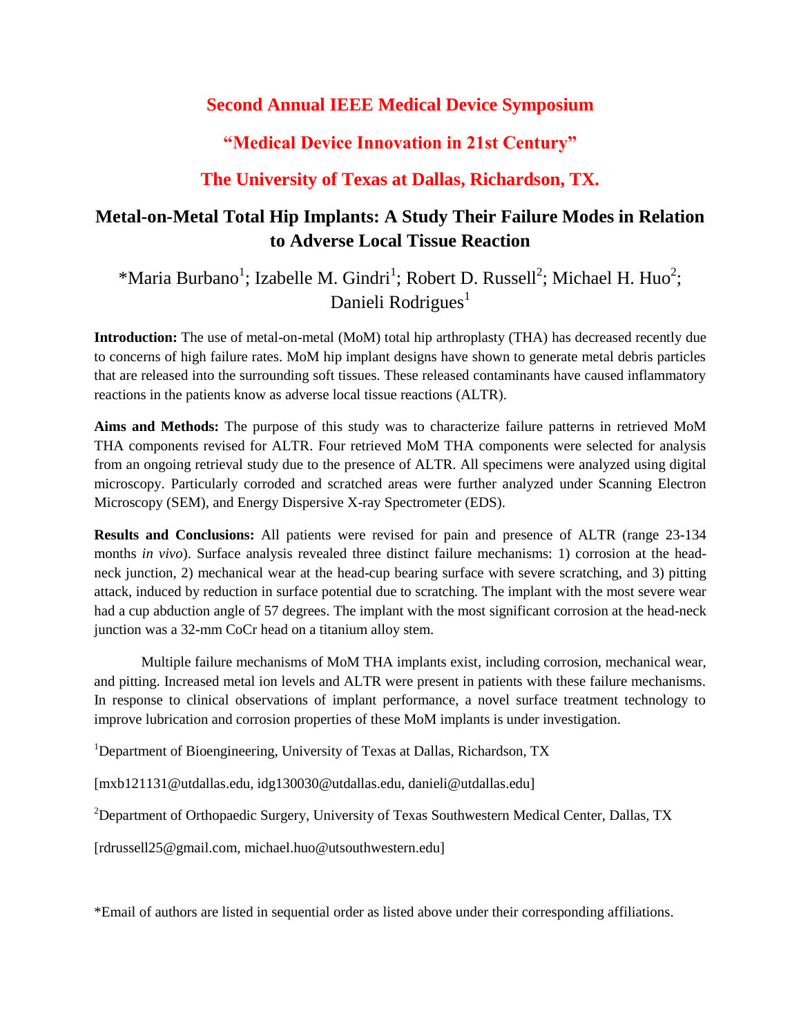# Second Annual IEEE Medical Device Symposium

## "Medical Device Innovation in 21st Century"

## The University of Texas at Dallas, Richardson, TX.

## Metal-on-Metal Total Hip Implants: A Study Their Failure Modes in Relation to Adverse Local Tissue Reaction

*Maria Burbano[1]; Izabelle M. Gindri[1]; Robert D. Russell[2]; Michael H. Huo[2]; Danieli Rodrigues[1]

**Introduction:** The use of metal-on-metal (MoM) total hip arthroplasty (THA) has decreased recently due to concerns of high failure rates. MoM hip implant designs have shown to generate metal debris particles that are released into the surrounding soft tissues. These released contaminants have caused inflammatory reactions in the patients know as adverse local tissue reactions (ALTR).

**Aims and Methods:** The purpose of this study was to characterize failure patterns in retrieved MoM THA components revised for ALTR. Four retrieved MoM THA components were selected for analysis from an ongoing retrieval study due to the presence of ALTR. All specimens were analyzed using digital microscopy. Particularly corroded and scratched areas were further analyzed under Scanning Electron Microscopy (SEM), and Energy Dispersive X-ray Spectrometer (EDS).

**Results and Conclusions:** All patients were revised for pain and presence of ALTR (range 23-134 months *in vivo*). Surface analysis revealed three distinct failure mechanisms: 1) corrosion at the head-neck junction, 2) mechanical wear at the head-cup bearing surface with severe scratching, and 3) pitting attack, induced by reduction in surface potential due to scratching. The implant with the most severe wear had a cup abduction angle of 57 degrees. The implant with the most significant corrosion at the head-neck junction was a 32-mm CoCr head on a titanium alloy stem.

Multiple failure mechanisms of MoM THA implants exist, including corrosion, mechanical wear, and pitting. Increased metal ion levels and ALTR were present in patients with these failure mechanisms. In response to clinical observations of implant performance, a novel surface treatment technology to improve lubrication and corrosion properties of these MoM implants is under investigation.

[1]Department of Bioengineering, University of Texas at Dallas, Richardson, TX

[mxb121131@utdallas.edu, idg130030@utdallas.edu, danieli@utdallas.edu]

[2]Department of Orthopaedic Surgery, University of Texas Southwestern Medical Center, Dallas, TX

[rdrussell25@gmail.com, michael.huo@utsouthwestern.edu]

*Email of authors are listed in sequential order as listed above under their corresponding affiliations.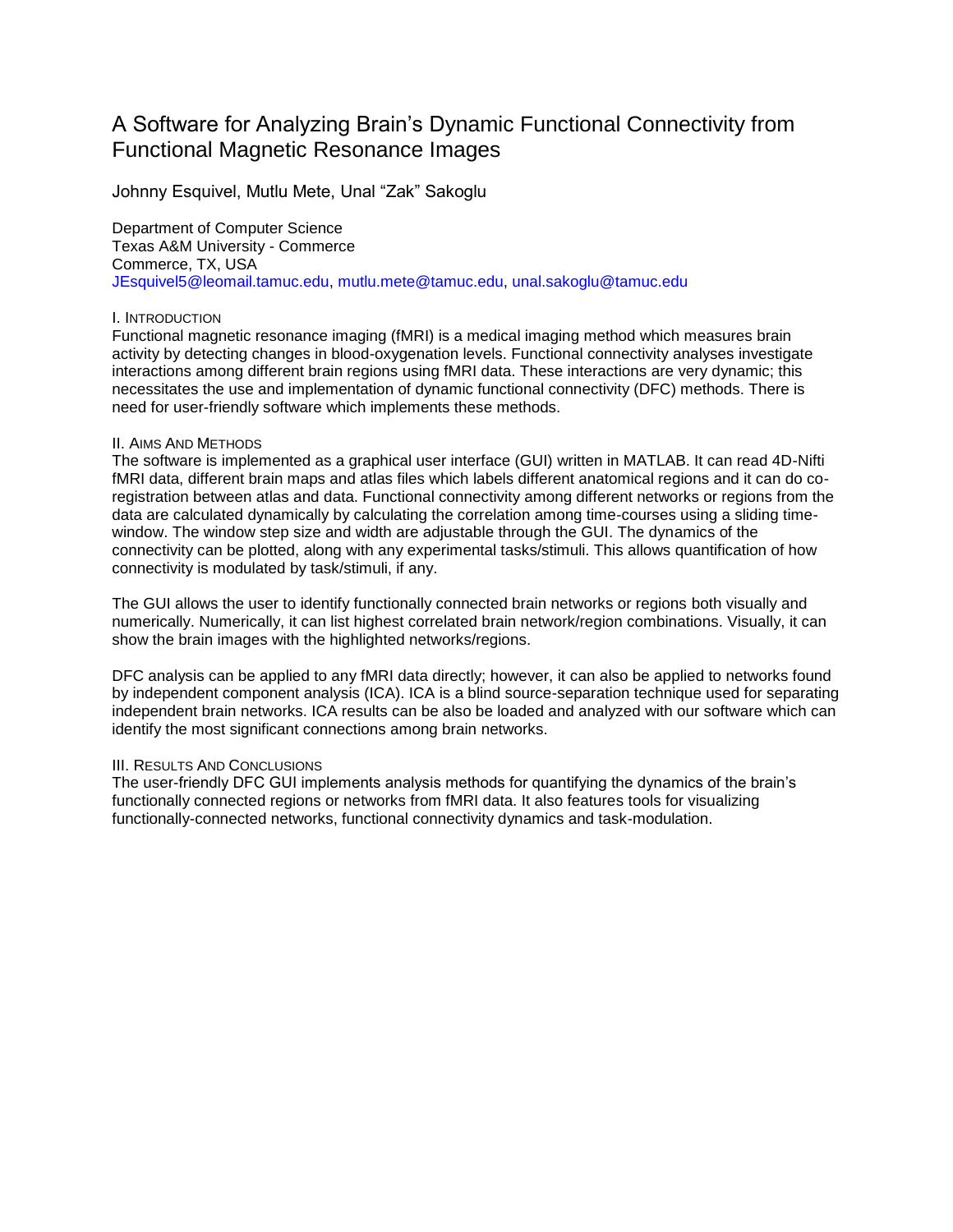# A Software for Analyzing Brain's Dynamic Functional Connectivity from Functional Magnetic Resonance Images

Johnny Esquivel, Mutlu Mete, Unal "Zak" Sakoglu

Department of Computer Science
Texas A&M University - Commerce
Commerce, TX, USA
JEsquivel5@leomail.tamuc.edu, mutlu.mete@tamuc.edu, unal.sakoglu@tamuc.edu

## I. Introduction

Functional magnetic resonance imaging (fMRI) is a medical imaging method which measures brain activity by detecting changes in blood-oxygenation levels. Functional connectivity analyses investigate interactions among different brain regions using fMRI data. These interactions are very dynamic; this necessitates the use and implementation of dynamic functional connectivity (DFC) methods. There is need for user-friendly software which implements these methods.

## II. Aims And Methods

The software is implemented as a graphical user interface (GUI) written in MATLAB. It can read 4D-Nifti fMRI data, different brain maps and atlas files which labels different anatomical regions and it can do co-registration between atlas and data. Functional connectivity among different networks or regions from the data are calculated dynamically by calculating the correlation among time-courses using a sliding time-window. The window step size and width are adjustable through the GUI. The dynamics of the connectivity can be plotted, along with any experimental tasks/stimuli. This allows quantification of how connectivity is modulated by task/stimuli, if any.

The GUI allows the user to identify functionally connected brain networks or regions both visually and numerically. Numerically, it can list highest correlated brain network/region combinations. Visually, it can show the brain images with the highlighted networks/regions.

DFC analysis can be applied to any fMRI data directly; however, it can also be applied to networks found by independent component analysis (ICA). ICA is a blind source-separation technique used for separating independent brain networks. ICA results can be also be loaded and analyzed with our software which can identify the most significant connections among brain networks.

## III. Results And Conclusions

The user-friendly DFC GUI implements analysis methods for quantifying the dynamics of the brain's functionally connected regions or networks from fMRI data. It also features tools for visualizing functionally-connected networks, functional connectivity dynamics and task-modulation.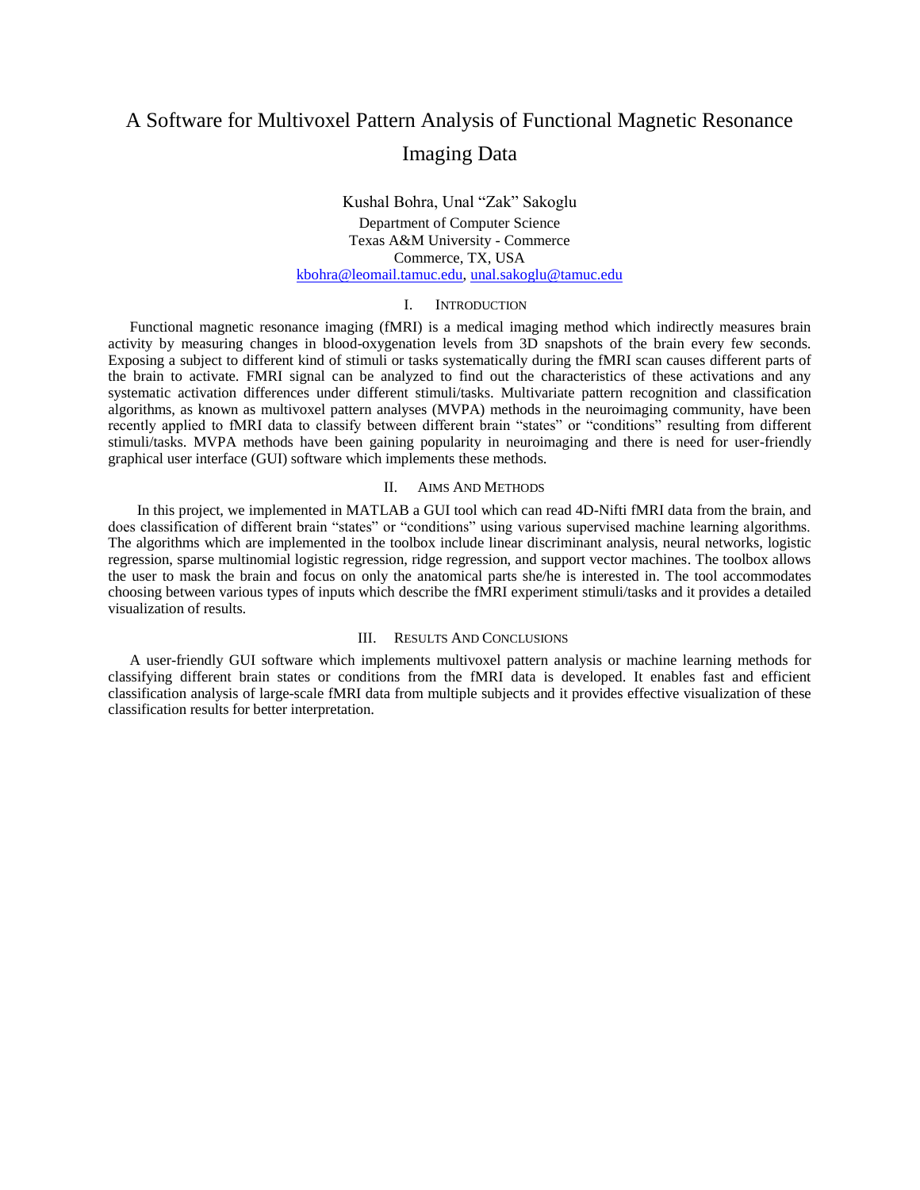# A Software for Multivoxel Pattern Analysis of Functional Magnetic Resonance Imaging Data

Kushal Bohra, Unal "Zak" Sakoglu

Department of Computer Science
Texas A&M University - Commerce
Commerce, TX, USA
kbohra@leomail.tamuc.edu, unal.sakoglu@tamuc.edu

## I. Introduction

Functional magnetic resonance imaging (fMRI) is a medical imaging method which indirectly measures brain activity by measuring changes in blood-oxygenation levels from 3D snapshots of the brain every few seconds. Exposing a subject to different kind of stimuli or tasks systematically during the fMRI scan causes different parts of the brain to activate. FMRI signal can be analyzed to find out the characteristics of these activations and any systematic activation differences under different stimuli/tasks. Multivariate pattern recognition and classification algorithms, as known as multivoxel pattern analyses (MVPA) methods in the neuroimaging community, have been recently applied to fMRI data to classify between different brain "states" or "conditions" resulting from different stimuli/tasks. MVPA methods have been gaining popularity in neuroimaging and there is need for user-friendly graphical user interface (GUI) software which implements these methods.

## II. Aims And Methods

In this project, we implemented in MATLAB a GUI tool which can read 4D-Nifti fMRI data from the brain, and does classification of different brain "states" or "conditions" using various supervised machine learning algorithms. The algorithms which are implemented in the toolbox include linear discriminant analysis, neural networks, logistic regression, sparse multinomial logistic regression, ridge regression, and support vector machines. The toolbox allows the user to mask the brain and focus on only the anatomical parts she/he is interested in. The tool accommodates choosing between various types of inputs which describe the fMRI experiment stimuli/tasks and it provides a detailed visualization of results.

## III. Results And Conclusions

A user-friendly GUI software which implements multivoxel pattern analysis or machine learning methods for classifying different brain states or conditions from the fMRI data is developed. It enables fast and efficient classification analysis of large-scale fMRI data from multiple subjects and it provides effective visualization of these classification results for better interpretation.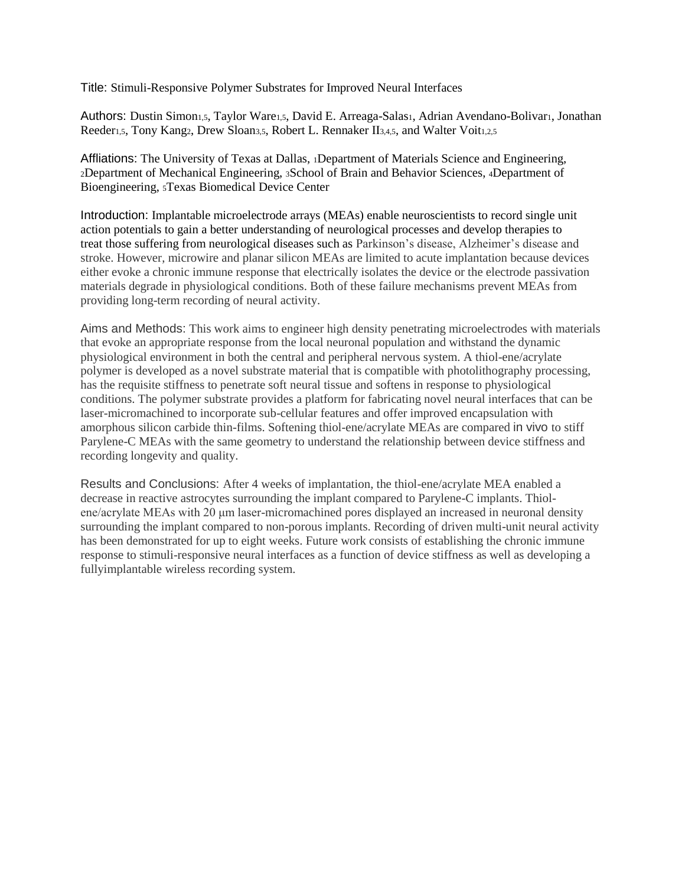Title: Stimuli-Responsive Polymer Substrates for Improved Neural Interfaces

Authors: Dustin Simon[1,5], Taylor Ware[1,5], David E. Arreaga-Salas[1], Adrian Avendano-Bolivar[1], Jonathan Reeder[1,5], Tony Kang[2], Drew Sloan[3,5], Robert L. Rennaker II[3,4,5], and Walter Voit[1,2,5]

Affliations: The University of Texas at Dallas, [1]Department of Materials Science and Engineering, [2]Department of Mechanical Engineering, [3]School of Brain and Behavior Sciences, [4]Department of Bioengineering, [5]Texas Biomedical Device Center

Introduction: Implantable microelectrode arrays (MEAs) enable neuroscientists to record single unit action potentials to gain a better understanding of neurological processes and develop therapies to treat those suffering from neurological diseases such as Parkinson's disease, Alzheimer's disease and stroke. However, microwire and planar silicon MEAs are limited to acute implantation because devices either evoke a chronic immune response that electrically isolates the device or the electrode passivation materials degrade in physiological conditions. Both of these failure mechanisms prevent MEAs from providing long-term recording of neural activity.

Aims and Methods: This work aims to engineer high density penetrating microelectrodes with materials that evoke an appropriate response from the local neuronal population and withstand the dynamic physiological environment in both the central and peripheral nervous system. A thiol-ene/acrylate polymer is developed as a novel substrate material that is compatible with photolithography processing, has the requisite stiffness to penetrate soft neural tissue and softens in response to physiological conditions. The polymer substrate provides a platform for fabricating novel neural interfaces that can be laser-micromachined to incorporate sub-cellular features and offer improved encapsulation with amorphous silicon carbide thin-films. Softening thiol-ene/acrylate MEAs are compared in vivo to stiff Parylene-C MEAs with the same geometry to understand the relationship between device stiffness and recording longevity and quality.

Results and Conclusions: After 4 weeks of implantation, the thiol-ene/acrylate MEA enabled a decrease in reactive astrocytes surrounding the implant compared to Parylene-C implants. Thiol-ene/acrylate MEAs with 20 μm laser-micromachined pores displayed an increased in neuronal density surrounding the implant compared to non-porous implants. Recording of driven multi-unit neural activity has been demonstrated for up to eight weeks. Future work consists of establishing the chronic immune response to stimuli-responsive neural interfaces as a function of device stiffness as well as developing a fullyimplantable wireless recording system.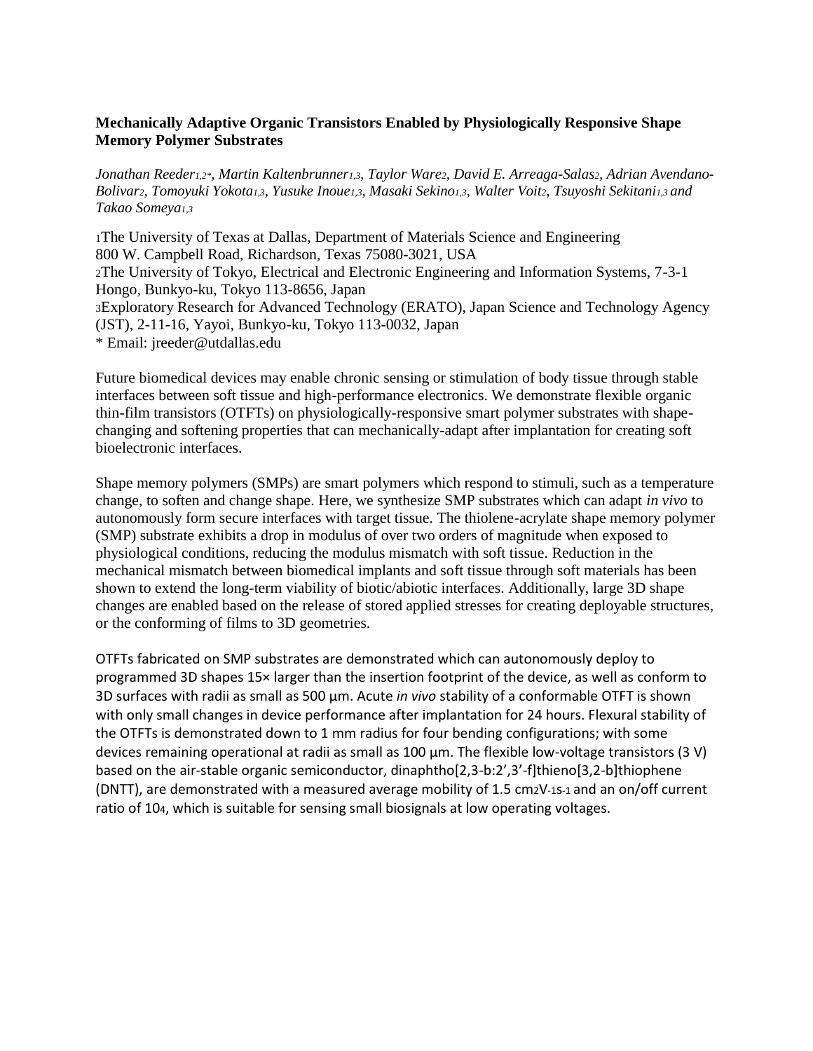**Mechanically Adaptive Organic Transistors Enabled by Physiologically Responsive Shape Memory Polymer Substrates**

*Jonathan Reeder[1,2*], Martin Kaltenbrunner[1,3], Taylor Ware[2], David E. Arreaga-Salas[2], Adrian Avendano-Bolivar[2], Tomoyuki Yokota[1,3], Yusuke Inoue[1,3], Masaki Sekino[1,3], Walter Voit[2], Tsuyoshi Sekitani[1,3] and Takao Someya[1,3]*

[1]The University of Texas at Dallas, Department of Materials Science and Engineering
800 W. Campbell Road, Richardson, Texas 75080-3021, USA
[2]The University of Tokyo, Electrical and Electronic Engineering and Information Systems, 7-3-1 Hongo, Bunkyo-ku, Tokyo 113-8656, Japan
[3]Exploratory Research for Advanced Technology (ERATO), Japan Science and Technology Agency (JST), 2-11-16, Yayoi, Bunkyo-ku, Tokyo 113-0032, Japan
* Email: jreeder@utdallas.edu

Future biomedical devices may enable chronic sensing or stimulation of body tissue through stable interfaces between soft tissue and high-performance electronics. We demonstrate flexible organic thin-film transistors (OTFTs) on physiologically-responsive smart polymer substrates with shape-changing and softening properties that can mechanically-adapt after implantation for creating soft bioelectronic interfaces.

Shape memory polymers (SMPs) are smart polymers which respond to stimuli, such as a temperature change, to soften and change shape. Here, we synthesize SMP substrates which can adapt *in vivo* to autonomously form secure interfaces with target tissue. The thiolene-acrylate shape memory polymer (SMP) substrate exhibits a drop in modulus of over two orders of magnitude when exposed to physiological conditions, reducing the modulus mismatch with soft tissue. Reduction in the mechanical mismatch between biomedical implants and soft tissue through soft materials has been shown to extend the long-term viability of biotic/abiotic interfaces. Additionally, large 3D shape changes are enabled based on the release of stored applied stresses for creating deployable structures, or the conforming of films to 3D geometries.

OTFTs fabricated on SMP substrates are demonstrated which can autonomously deploy to programmed 3D shapes 15× larger than the insertion footprint of the device, as well as conform to 3D surfaces with radii as small as 500 µm. Acute *in vivo* stability of a conformable OTFT is shown with only small changes in device performance after implantation for 24 hours. Flexural stability of the OTFTs is demonstrated down to 1 mm radius for four bending configurations; with some devices remaining operational at radii as small as 100 µm. The flexible low-voltage transistors (3 V) based on the air-stable organic semiconductor, dinaphtho[2,3-b:2',3'-f]thieno[3,2-b]thiophene (DNTT), are demonstrated with a measured average mobility of 1.5 $cm^2V^{-1}s^{-1}$ and an on/off current ratio of $10^4$, which is suitable for sensing small biosignals at low operating voltages.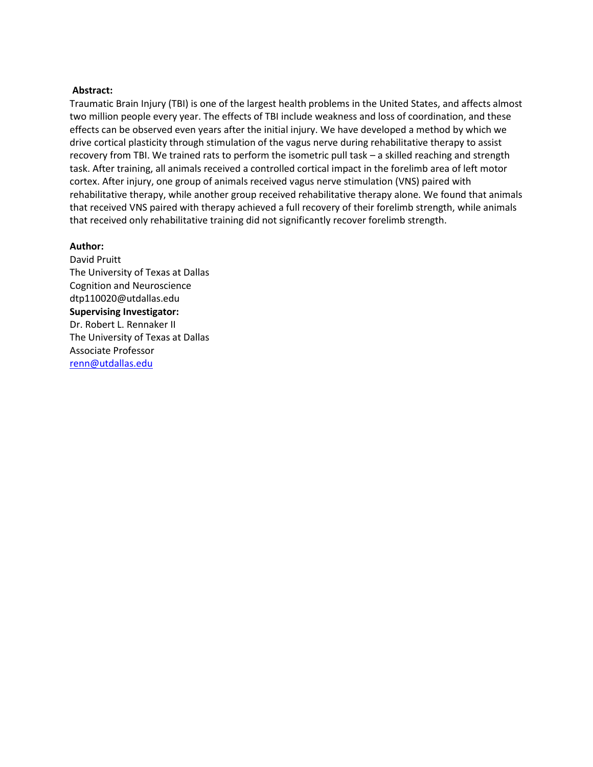**Abstract:**

Traumatic Brain Injury (TBI) is one of the largest health problems in the United States, and affects almost two million people every year. The effects of TBI include weakness and loss of coordination, and these effects can be observed even years after the initial injury. We have developed a method by which we drive cortical plasticity through stimulation of the vagus nerve during rehabilitative therapy to assist recovery from TBI. We trained rats to perform the isometric pull task – a skilled reaching and strength task. After training, all animals received a controlled cortical impact in the forelimb area of left motor cortex. After injury, one group of animals received vagus nerve stimulation (VNS) paired with rehabilitative therapy, while another group received rehabilitative therapy alone. We found that animals that received VNS paired with therapy achieved a full recovery of their forelimb strength, while animals that received only rehabilitative training did not significantly recover forelimb strength.

**Author:**
David Pruitt
The University of Texas at Dallas
Cognition and Neuroscience
dtp110020@utdallas.edu

**Supervising Investigator:**
Dr. Robert L. Rennaker II
The University of Texas at Dallas
Associate Professor
renn@utdallas.edu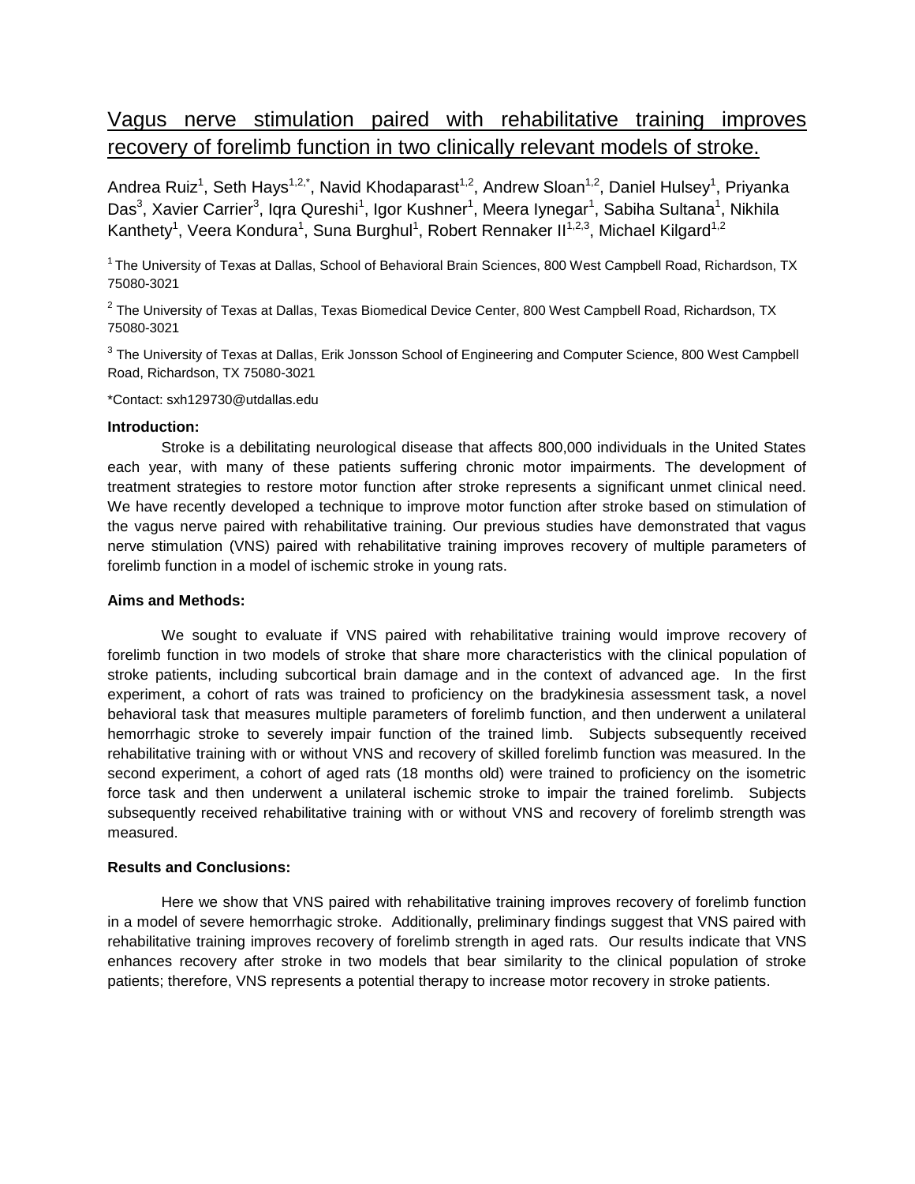# Vagus nerve stimulation paired with rehabilitative training improves recovery of forelimb function in two clinically relevant models of stroke.

Andrea Ruiz[1], Seth Hays[1,2,*], Navid Khodaparast[1,2], Andrew Sloan[1,2], Daniel Hulsey[1], Priyanka Das[3], Xavier Carrier[3], Iqra Qureshi[1], Igor Kushner[1], Meera Iynegar[1], Sabiha Sultana[1], Nikhila Kanthety[1], Veera Kondura[1], Suna Burghul[1], Robert Rennaker II[1,2,3], Michael Kilgard[1,2]

[1] The University of Texas at Dallas, School of Behavioral Brain Sciences, 800 West Campbell Road, Richardson, TX 75080-3021

[2] The University of Texas at Dallas, Texas Biomedical Device Center, 800 West Campbell Road, Richardson, TX 75080-3021

[3] The University of Texas at Dallas, Erik Jonsson School of Engineering and Computer Science, 800 West Campbell Road, Richardson, TX 75080-3021

*Contact: sxh129730@utdallas.edu

**Introduction:**

Stroke is a debilitating neurological disease that affects 800,000 individuals in the United States each year, with many of these patients suffering chronic motor impairments. The development of treatment strategies to restore motor function after stroke represents a significant unmet clinical need. We have recently developed a technique to improve motor function after stroke based on stimulation of the vagus nerve paired with rehabilitative training. Our previous studies have demonstrated that vagus nerve stimulation (VNS) paired with rehabilitative training improves recovery of multiple parameters of forelimb function in a model of ischemic stroke in young rats.

**Aims and Methods:**

We sought to evaluate if VNS paired with rehabilitative training would improve recovery of forelimb function in two models of stroke that share more characteristics with the clinical population of stroke patients, including subcortical brain damage and in the context of advanced age. In the first experiment, a cohort of rats was trained to proficiency on the bradykinesia assessment task, a novel behavioral task that measures multiple parameters of forelimb function, and then underwent a unilateral hemorrhagic stroke to severely impair function of the trained limb. Subjects subsequently received rehabilitative training with or without VNS and recovery of skilled forelimb function was measured. In the second experiment, a cohort of aged rats (18 months old) were trained to proficiency on the isometric force task and then underwent a unilateral ischemic stroke to impair the trained forelimb. Subjects subsequently received rehabilitative training with or without VNS and recovery of forelimb strength was measured.

**Results and Conclusions:**

Here we show that VNS paired with rehabilitative training improves recovery of forelimb function in a model of severe hemorrhagic stroke. Additionally, preliminary findings suggest that VNS paired with rehabilitative training improves recovery of forelimb strength in aged rats. Our results indicate that VNS enhances recovery after stroke in two models that bear similarity to the clinical population of stroke patients; therefore, VNS represents a potential therapy to increase motor recovery in stroke patients.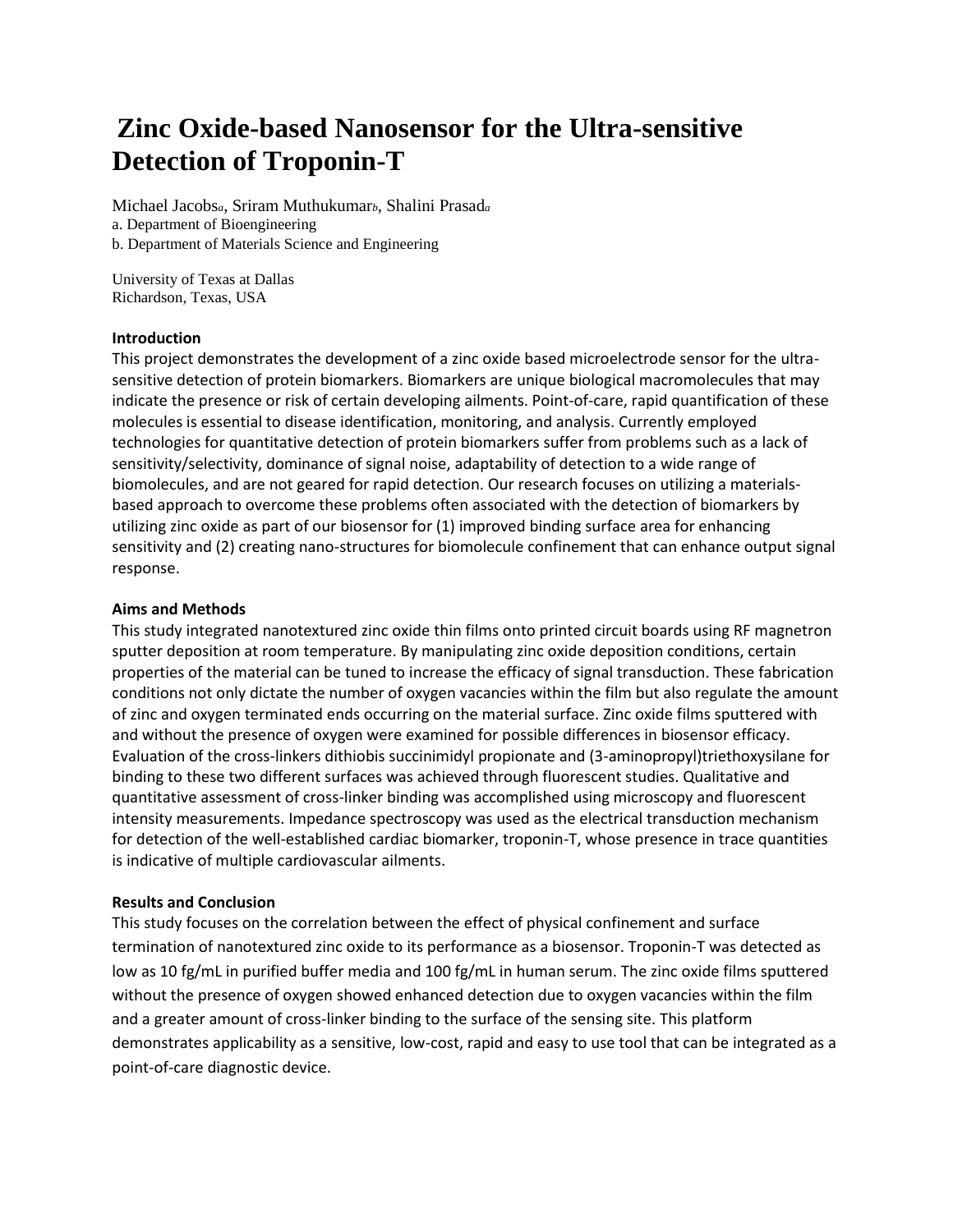# Zinc Oxide-based Nanosensor for the Ultra-sensitive Detection of Troponin-T

Michael Jacobs[a], Sriram Muthukumar[b], Shalini Prasad[a]

a. Department of Bioengineering

b. Department of Materials Science and Engineering

University of Texas at Dallas
Richardson, Texas, USA

**Introduction**

This project demonstrates the development of a zinc oxide based microelectrode sensor for the ultra-sensitive detection of protein biomarkers. Biomarkers are unique biological macromolecules that may indicate the presence or risk of certain developing ailments. Point-of-care, rapid quantification of these molecules is essential to disease identification, monitoring, and analysis. Currently employed technologies for quantitative detection of protein biomarkers suffer from problems such as a lack of sensitivity/selectivity, dominance of signal noise, adaptability of detection to a wide range of biomolecules, and are not geared for rapid detection. Our research focuses on utilizing a materials-based approach to overcome these problems often associated with the detection of biomarkers by utilizing zinc oxide as part of our biosensor for (1) improved binding surface area for enhancing sensitivity and (2) creating nano-structures for biomolecule confinement that can enhance output signal response.

**Aims and Methods**

This study integrated nanotextured zinc oxide thin films onto printed circuit boards using RF magnetron sputter deposition at room temperature. By manipulating zinc oxide deposition conditions, certain properties of the material can be tuned to increase the efficacy of signal transduction. These fabrication conditions not only dictate the number of oxygen vacancies within the film but also regulate the amount of zinc and oxygen terminated ends occurring on the material surface. Zinc oxide films sputtered with and without the presence of oxygen were examined for possible differences in biosensor efficacy. Evaluation of the cross-linkers dithiobis succinimidyl propionate and (3-aminopropyl)triethoxysilane for binding to these two different surfaces was achieved through fluorescent studies. Qualitative and quantitative assessment of cross-linker binding was accomplished using microscopy and fluorescent intensity measurements. Impedance spectroscopy was used as the electrical transduction mechanism for detection of the well-established cardiac biomarker, troponin-T, whose presence in trace quantities is indicative of multiple cardiovascular ailments.

**Results and Conclusion**

This study focuses on the correlation between the effect of physical confinement and surface termination of nanotextured zinc oxide to its performance as a biosensor. Troponin-T was detected as low as 10 fg/mL in purified buffer media and 100 fg/mL in human serum. The zinc oxide films sputtered without the presence of oxygen showed enhanced detection due to oxygen vacancies within the film and a greater amount of cross-linker binding to the surface of the sensing site. This platform demonstrates applicability as a sensitive, low-cost, rapid and easy to use tool that can be integrated as a point-of-care diagnostic device.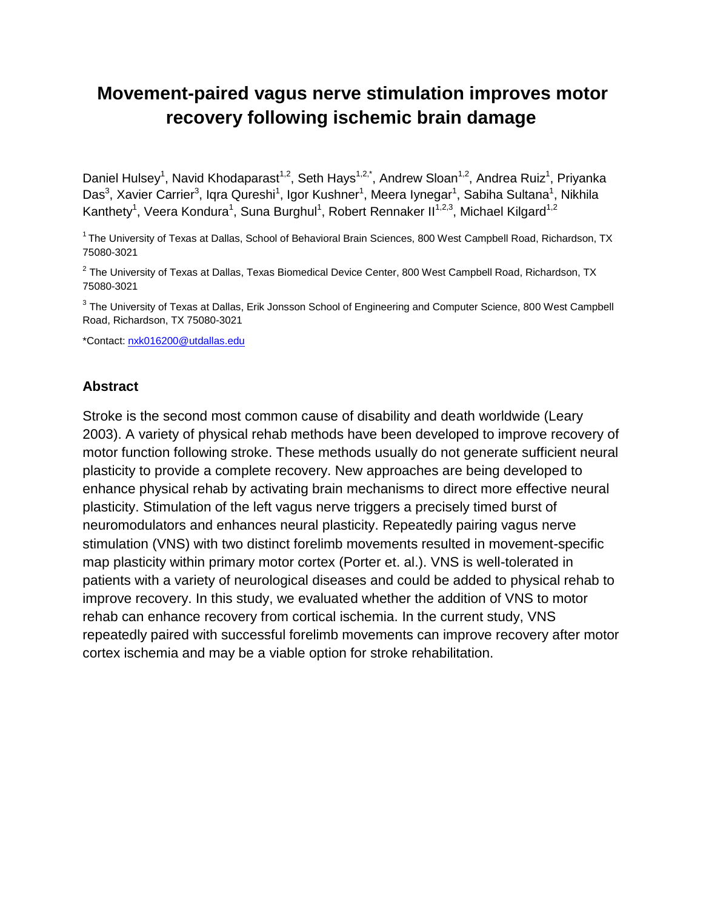# Movement-paired vagus nerve stimulation improves motor recovery following ischemic brain damage

Daniel Hulsey[1], Navid Khodaparast[1,2], Seth Hays[1,2,*], Andrew Sloan[1,2], Andrea Ruiz[1], Priyanka Das[3], Xavier Carrier[3], Iqra Qureshi[1], Igor Kushner[1], Meera Iynegar[1], Sabiha Sultana[1], Nikhila Kanthety[1], Veera Kondura[1], Suna Burghul[1], Robert Rennaker II[1,2,3], Michael Kilgard[1,2]

[1] The University of Texas at Dallas, School of Behavioral Brain Sciences, 800 West Campbell Road, Richardson, TX 75080-3021

[2] The University of Texas at Dallas, Texas Biomedical Device Center, 800 West Campbell Road, Richardson, TX 75080-3021

[3] The University of Texas at Dallas, Erik Jonsson School of Engineering and Computer Science, 800 West Campbell Road, Richardson, TX 75080-3021

*Contact: nxk016200@utdallas.edu

## Abstract

Stroke is the second most common cause of disability and death worldwide (Leary 2003). A variety of physical rehab methods have been developed to improve recovery of motor function following stroke. These methods usually do not generate sufficient neural plasticity to provide a complete recovery. New approaches are being developed to enhance physical rehab by activating brain mechanisms to direct more effective neural plasticity. Stimulation of the left vagus nerve triggers a precisely timed burst of neuromodulators and enhances neural plasticity. Repeatedly pairing vagus nerve stimulation (VNS) with two distinct forelimb movements resulted in movement-specific map plasticity within primary motor cortex (Porter et. al.). VNS is well-tolerated in patients with a variety of neurological diseases and could be added to physical rehab to improve recovery. In this study, we evaluated whether the addition of VNS to motor rehab can enhance recovery from cortical ischemia. In the current study, VNS repeatedly paired with successful forelimb movements can improve recovery after motor cortex ischemia and may be a viable option for stroke rehabilitation.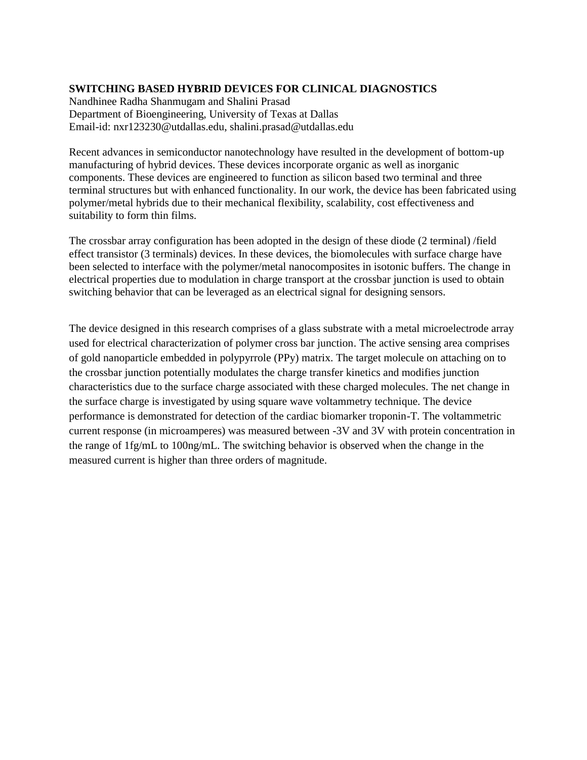**SWITCHING BASED HYBRID DEVICES FOR CLINICAL DIAGNOSTICS**

Nandhinee Radha Shanmugam and Shalini Prasad
Department of Bioengineering, University of Texas at Dallas
Email-id: nxr123230@utdallas.edu, shalini.prasad@utdallas.edu

Recent advances in semiconductor nanotechnology have resulted in the development of bottom-up manufacturing of hybrid devices. These devices incorporate organic as well as inorganic components. These devices are engineered to function as silicon based two terminal and three terminal structures but with enhanced functionality. In our work, the device has been fabricated using polymer/metal hybrids due to their mechanical flexibility, scalability, cost effectiveness and suitability to form thin films.

The crossbar array configuration has been adopted in the design of these diode (2 terminal) /field effect transistor (3 terminals) devices. In these devices, the biomolecules with surface charge have been selected to interface with the polymer/metal nanocomposites in isotonic buffers. The change in electrical properties due to modulation in charge transport at the crossbar junction is used to obtain switching behavior that can be leveraged as an electrical signal for designing sensors.

The device designed in this research comprises of a glass substrate with a metal microelectrode array used for electrical characterization of polymer cross bar junction. The active sensing area comprises of gold nanoparticle embedded in polypyrrole (PPy) matrix. The target molecule on attaching on to the crossbar junction potentially modulates the charge transfer kinetics and modifies junction characteristics due to the surface charge associated with these charged molecules. The net change in the surface charge is investigated by using square wave voltammetry technique. The device performance is demonstrated for detection of the cardiac biomarker troponin-T. The voltammetric current response (in microamperes) was measured between -3V and 3V with protein concentration in the range of 1fg/mL to 100ng/mL. The switching behavior is observed when the change in the measured current is higher than three orders of magnitude.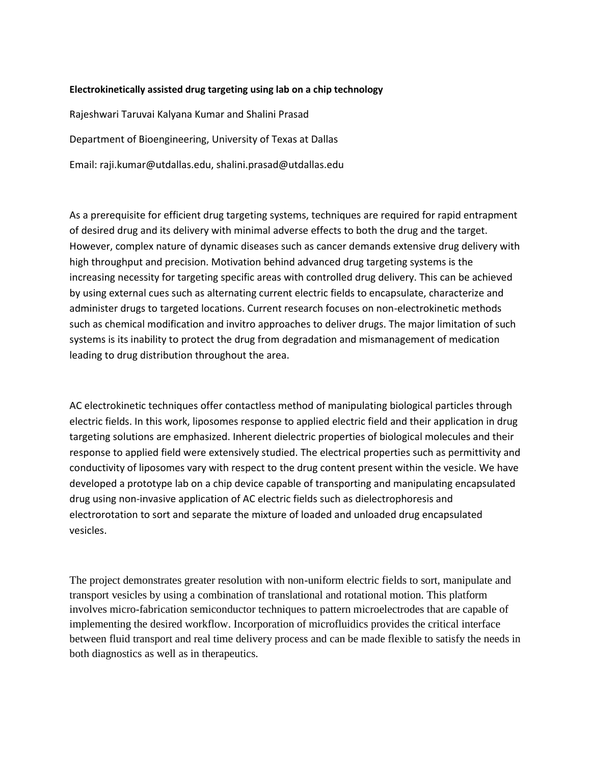**Electrokinetically assisted drug targeting using lab on a chip technology**

Rajeshwari Taruvai Kalyana Kumar and Shalini Prasad

Department of Bioengineering, University of Texas at Dallas

Email: raji.kumar@utdallas.edu, shalini.prasad@utdallas.edu

As a prerequisite for efficient drug targeting systems, techniques are required for rapid entrapment of desired drug and its delivery with minimal adverse effects to both the drug and the target. However, complex nature of dynamic diseases such as cancer demands extensive drug delivery with high throughput and precision. Motivation behind advanced drug targeting systems is the increasing necessity for targeting specific areas with controlled drug delivery. This can be achieved by using external cues such as alternating current electric fields to encapsulate, characterize and administer drugs to targeted locations. Current research focuses on non-electrokinetic methods such as chemical modification and invitro approaches to deliver drugs. The major limitation of such systems is its inability to protect the drug from degradation and mismanagement of medication leading to drug distribution throughout the area.

AC electrokinetic techniques offer contactless method of manipulating biological particles through electric fields. In this work, liposomes response to applied electric field and their application in drug targeting solutions are emphasized. Inherent dielectric properties of biological molecules and their response to applied field were extensively studied. The electrical properties such as permittivity and conductivity of liposomes vary with respect to the drug content present within the vesicle. We have developed a prototype lab on a chip device capable of transporting and manipulating encapsulated drug using non-invasive application of AC electric fields such as dielectrophoresis and electrorotation to sort and separate the mixture of loaded and unloaded drug encapsulated vesicles.

The project demonstrates greater resolution with non-uniform electric fields to sort, manipulate and transport vesicles by using a combination of translational and rotational motion. This platform involves micro-fabrication semiconductor techniques to pattern microelectrodes that are capable of implementing the desired workflow. Incorporation of microfluidics provides the critical interface between fluid transport and real time delivery process and can be made flexible to satisfy the needs in both diagnostics as well as in therapeutics.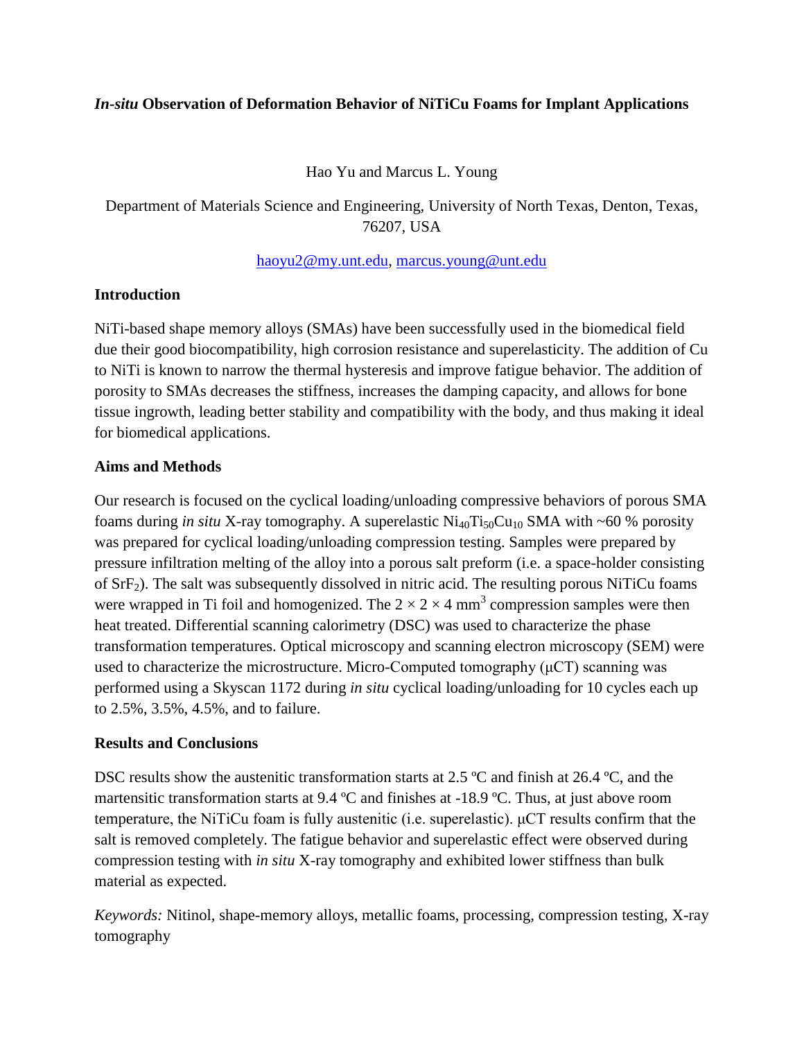# *In-situ* Observation of Deformation Behavior of NiTiCu Foams for Implant Applications

Hao Yu and Marcus L. Young

Department of Materials Science and Engineering, University of North Texas, Denton, Texas, 76207, USA

haoyu2@my.unt.edu, marcus.young@unt.edu

## Introduction

NiTi-based shape memory alloys (SMAs) have been successfully used in the biomedical field due their good biocompatibility, high corrosion resistance and superelasticity. The addition of Cu to NiTi is known to narrow the thermal hysteresis and improve fatigue behavior. The addition of porosity to SMAs decreases the stiffness, increases the damping capacity, and allows for bone tissue ingrowth, leading better stability and compatibility with the body, and thus making it ideal for biomedical applications.

## Aims and Methods

Our research is focused on the cyclical loading/unloading compressive behaviors of porous SMA foams during *in situ* X-ray tomography. A superelastic $Ni_{40}Ti_{50}Cu_{10}$ SMA with ~60 % porosity was prepared for cyclical loading/unloading compression testing. Samples were prepared by pressure infiltration melting of the alloy into a porous salt preform (i.e. a space-holder consisting of $SrF_2$). The salt was subsequently dissolved in nitric acid. The resulting porous NiTiCu foams were wrapped in Ti foil and homogenized. The $2 \times 2 \times 4$ mm$^3$ compression samples were then heat treated. Differential scanning calorimetry (DSC) was used to characterize the phase transformation temperatures. Optical microscopy and scanning electron microscopy (SEM) were used to characterize the microstructure. Micro-Computed tomography (µCT) scanning was performed using a Skyscan 1172 during *in situ* cyclical loading/unloading for 10 cycles each up to 2.5%, 3.5%, 4.5%, and to failure.

## Results and Conclusions

DSC results show the austenitic transformation starts at 2.5 ºC and finish at 26.4 ºC, and the martensitic transformation starts at 9.4 ºC and finishes at -18.9 ºC. Thus, at just above room temperature, the NiTiCu foam is fully austenitic (i.e. superelastic). µCT results confirm that the salt is removed completely. The fatigue behavior and superelastic effect were observed during compression testing with *in situ* X-ray tomography and exhibited lower stiffness than bulk material as expected.

*Keywords:* Nitinol, shape-memory alloys, metallic foams, processing, compression testing, X-ray tomography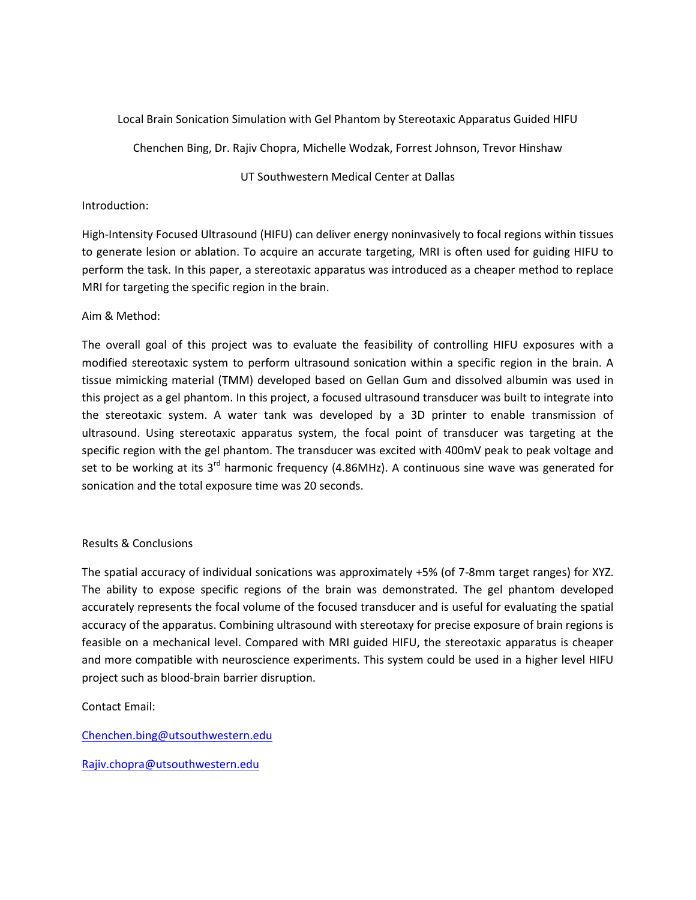# Local Brain Sonication Simulation with Gel Phantom by Stereotaxic Apparatus Guided HIFU

Chenchen Bing, Dr. Rajiv Chopra, Michelle Wodzak, Forrest Johnson, Trevor Hinshaw

UT Southwestern Medical Center at Dallas

## Introduction:

High-Intensity Focused Ultrasound (HIFU) can deliver energy noninvasively to focal regions within tissues to generate lesion or ablation. To acquire an accurate targeting, MRI is often used for guiding HIFU to perform the task. In this paper, a stereotaxic apparatus was introduced as a cheaper method to replace MRI for targeting the specific region in the brain.

## Aim & Method:

The overall goal of this project was to evaluate the feasibility of controlling HIFU exposures with a modified stereotaxic system to perform ultrasound sonication within a specific region in the brain. A tissue mimicking material (TMM) developed based on Gellan Gum and dissolved albumin was used in this project as a gel phantom. In this project, a focused ultrasound transducer was built to integrate into the stereotaxic system. A water tank was developed by a 3D printer to enable transmission of ultrasound. Using stereotaxic apparatus system, the focal point of transducer was targeting at the specific region with the gel phantom. The transducer was excited with 400mV peak to peak voltage and set to be working at its 3rd harmonic frequency (4.86MHz). A continuous sine wave was generated for sonication and the total exposure time was 20 seconds.

## Results & Conclusions

The spatial accuracy of individual sonications was approximately +5% (of 7-8mm target ranges) for XYZ. The ability to expose specific regions of the brain was demonstrated. The gel phantom developed accurately represents the focal volume of the focused transducer and is useful for evaluating the spatial accuracy of the apparatus. Combining ultrasound with stereotaxy for precise exposure of brain regions is feasible on a mechanical level. Compared with MRI guided HIFU, the stereotaxic apparatus is cheaper and more compatible with neuroscience experiments. This system could be used in a higher level HIFU project such as blood-brain barrier disruption.

Contact Email:

Chenchen.bing@utsouthwestern.edu

Rajiv.chopra@utsouthwestern.edu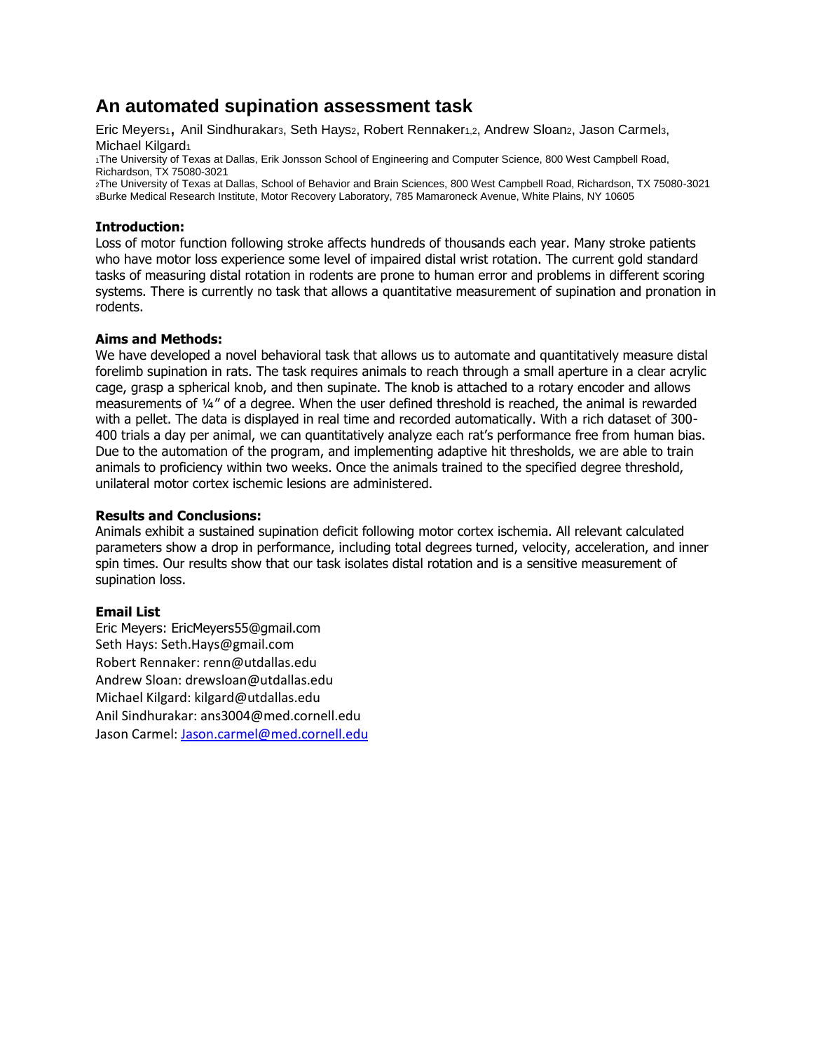# An automated supination assessment task

Eric Meyers[1], Anil Sindhurakar[3], Seth Hays[2], Robert Rennaker[1,2], Andrew Sloan[2], Jason Carmel[3], Michael Kilgard[1]

[1]The University of Texas at Dallas, Erik Jonsson School of Engineering and Computer Science, 800 West Campbell Road, Richardson, TX 75080-3021

[2]The University of Texas at Dallas, School of Behavior and Brain Sciences, 800 West Campbell Road, Richardson, TX 75080-3021

[3]Burke Medical Research Institute, Motor Recovery Laboratory, 785 Mamaroneck Avenue, White Plains, NY 10605

**Introduction:**

Loss of motor function following stroke affects hundreds of thousands each year. Many stroke patients who have motor loss experience some level of impaired distal wrist rotation. The current gold standard tasks of measuring distal rotation in rodents are prone to human error and problems in different scoring systems. There is currently no task that allows a quantitative measurement of supination and pronation in rodents.

**Aims and Methods:**

We have developed a novel behavioral task that allows us to automate and quantitatively measure distal forelimb supination in rats. The task requires animals to reach through a small aperture in a clear acrylic cage, grasp a spherical knob, and then supinate. The knob is attached to a rotary encoder and allows measurements of ¼" of a degree. When the user defined threshold is reached, the animal is rewarded with a pellet. The data is displayed in real time and recorded automatically. With a rich dataset of 300-400 trials a day per animal, we can quantitatively analyze each rat's performance free from human bias. Due to the automation of the program, and implementing adaptive hit thresholds, we are able to train animals to proficiency within two weeks. Once the animals trained to the specified degree threshold, unilateral motor cortex ischemic lesions are administered.

**Results and Conclusions:**

Animals exhibit a sustained supination deficit following motor cortex ischemia. All relevant calculated parameters show a drop in performance, including total degrees turned, velocity, acceleration, and inner spin times. Our results show that our task isolates distal rotation and is a sensitive measurement of supination loss.

**Email List**

Eric Meyers: EricMeyers55@gmail.com
Seth Hays: Seth.Hays@gmail.com
Robert Rennaker: renn@utdallas.edu
Andrew Sloan: drewsloan@utdallas.edu
Michael Kilgard: kilgard@utdallas.edu
Anil Sindhurakar: ans3004@med.cornell.edu
Jason Carmel: Jason.carmel@med.cornell.edu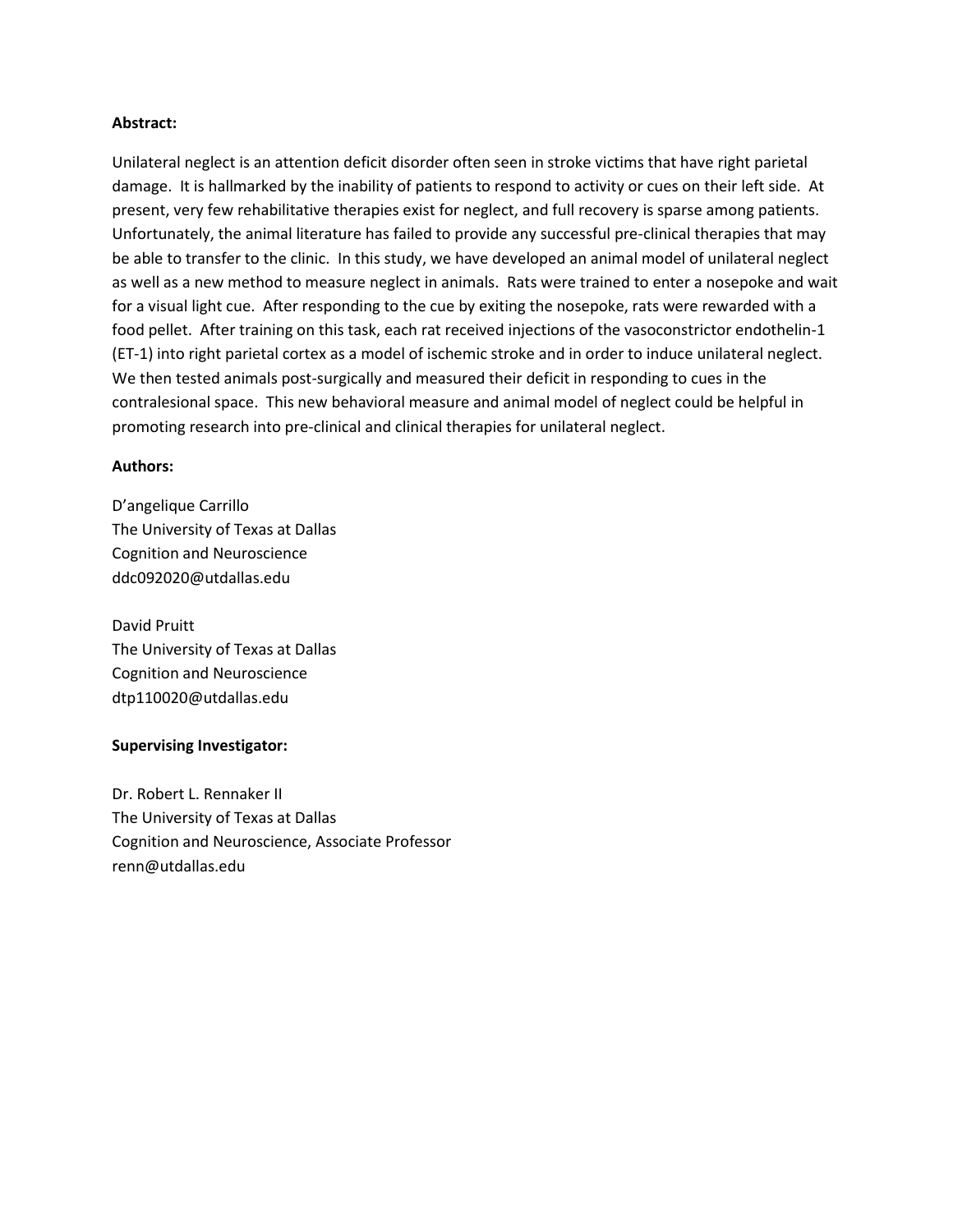**Abstract:**

Unilateral neglect is an attention deficit disorder often seen in stroke victims that have right parietal damage. It is hallmarked by the inability of patients to respond to activity or cues on their left side. At present, very few rehabilitative therapies exist for neglect, and full recovery is sparse among patients. Unfortunately, the animal literature has failed to provide any successful pre-clinical therapies that may be able to transfer to the clinic. In this study, we have developed an animal model of unilateral neglect as well as a new method to measure neglect in animals. Rats were trained to enter a nosepoke and wait for a visual light cue. After responding to the cue by exiting the nosepoke, rats were rewarded with a food pellet. After training on this task, each rat received injections of the vasoconstrictor endothelin-1 (ET-1) into right parietal cortex as a model of ischemic stroke and in order to induce unilateral neglect. We then tested animals post-surgically and measured their deficit in responding to cues in the contralesional space. This new behavioral measure and animal model of neglect could be helpful in promoting research into pre-clinical and clinical therapies for unilateral neglect.

**Authors:**

D'angelique Carrillo
The University of Texas at Dallas
Cognition and Neuroscience
ddc092020@utdallas.edu

David Pruitt
The University of Texas at Dallas
Cognition and Neuroscience
dtp110020@utdallas.edu

**Supervising Investigator:**

Dr. Robert L. Rennaker II
The University of Texas at Dallas
Cognition and Neuroscience, Associate Professor
renn@utdallas.edu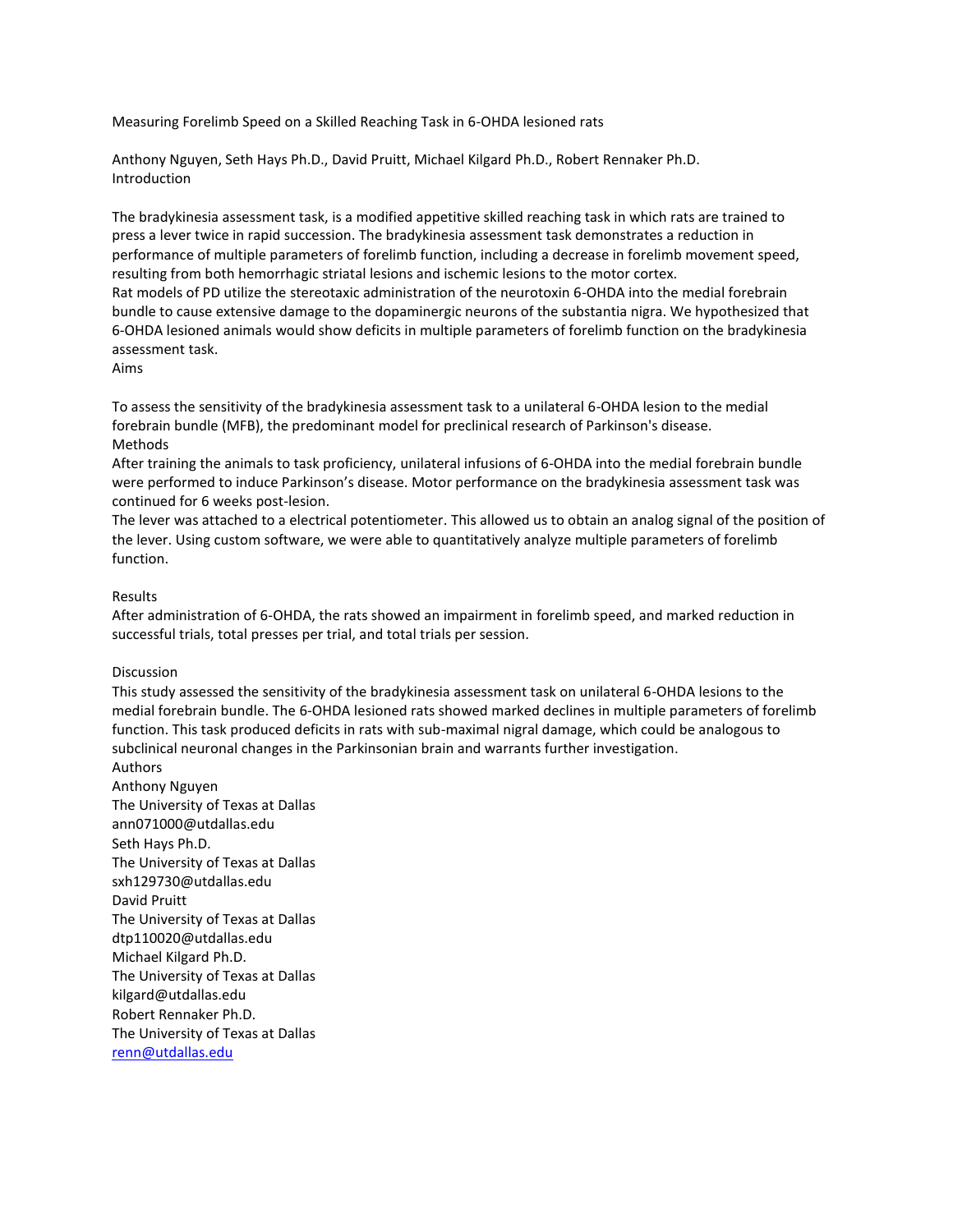# Measuring Forelimb Speed on a Skilled Reaching Task in 6-OHDA lesioned rats

Anthony Nguyen, Seth Hays Ph.D., David Pruitt, Michael Kilgard Ph.D., Robert Rennaker Ph.D.

## Introduction

The bradykinesia assessment task, is a modified appetitive skilled reaching task in which rats are trained to press a lever twice in rapid succession. The bradykinesia assessment task demonstrates a reduction in performance of multiple parameters of forelimb function, including a decrease in forelimb movement speed, resulting from both hemorrhagic striatal lesions and ischemic lesions to the motor cortex.

Rat models of PD utilize the stereotaxic administration of the neurotoxin 6-OHDA into the medial forebrain bundle to cause extensive damage to the dopaminergic neurons of the substantia nigra. We hypothesized that 6-OHDA lesioned animals would show deficits in multiple parameters of forelimb function on the bradykinesia assessment task.

## Aims

To assess the sensitivity of the bradykinesia assessment task to a unilateral 6-OHDA lesion to the medial forebrain bundle (MFB), the predominant model for preclinical research of Parkinson's disease.

## Methods

After training the animals to task proficiency, unilateral infusions of 6-OHDA into the medial forebrain bundle were performed to induce Parkinson's disease. Motor performance on the bradykinesia assessment task was continued for 6 weeks post-lesion.

The lever was attached to a electrical potentiometer. This allowed us to obtain an analog signal of the position of the lever. Using custom software, we were able to quantitatively analyze multiple parameters of forelimb function.

## Results

After administration of 6-OHDA, the rats showed an impairment in forelimb speed, and marked reduction in successful trials, total presses per trial, and total trials per session.

## Discussion

This study assessed the sensitivity of the bradykinesia assessment task on unilateral 6-OHDA lesions to the medial forebrain bundle. The 6-OHDA lesioned rats showed marked declines in multiple parameters of forelimb function. This task produced deficits in rats with sub-maximal nigral damage, which could be analogous to subclinical neuronal changes in the Parkinsonian brain and warrants further investigation.

## Authors

Anthony Nguyen
The University of Texas at Dallas
ann071000@utdallas.edu

Seth Hays Ph.D.
The University of Texas at Dallas
sxh129730@utdallas.edu

David Pruitt
The University of Texas at Dallas
dtp110020@utdallas.edu

Michael Kilgard Ph.D.
The University of Texas at Dallas
kilgard@utdallas.edu

Robert Rennaker Ph.D.
The University of Texas at Dallas
renn@utdallas.edu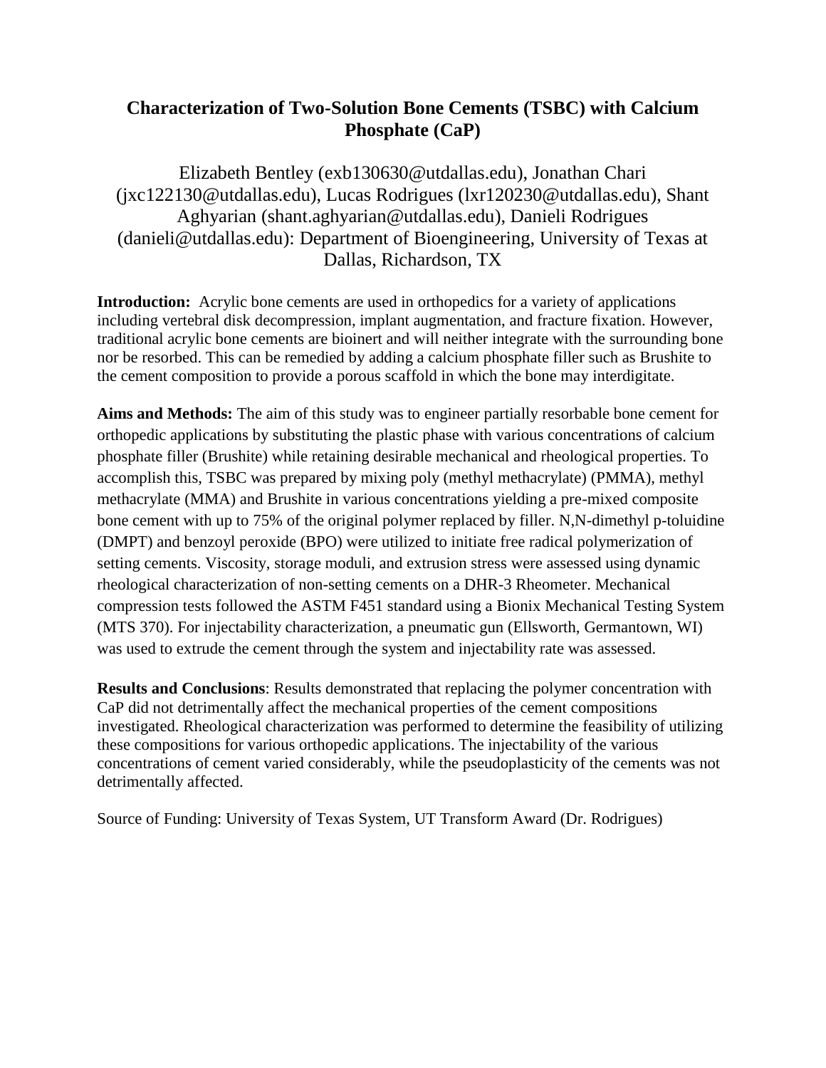# Characterization of Two-Solution Bone Cements (TSBC) with Calcium Phosphate (CaP)

Elizabeth Bentley (exb130630@utdallas.edu), Jonathan Chari (jxc122130@utdallas.edu), Lucas Rodrigues (lxr120230@utdallas.edu), Shant Aghyarian (shant.aghyarian@utdallas.edu), Danieli Rodrigues (danieli@utdallas.edu): Department of Bioengineering, University of Texas at Dallas, Richardson, TX

**Introduction:** Acrylic bone cements are used in orthopedics for a variety of applications including vertebral disk decompression, implant augmentation, and fracture fixation. However, traditional acrylic bone cements are bioinert and will neither integrate with the surrounding bone nor be resorbed. This can be remedied by adding a calcium phosphate filler such as Brushite to the cement composition to provide a porous scaffold in which the bone may interdigitate.

**Aims and Methods:** The aim of this study was to engineer partially resorbable bone cement for orthopedic applications by substituting the plastic phase with various concentrations of calcium phosphate filler (Brushite) while retaining desirable mechanical and rheological properties. To accomplish this, TSBC was prepared by mixing poly (methyl methacrylate) (PMMA), methyl methacrylate (MMA) and Brushite in various concentrations yielding a pre-mixed composite bone cement with up to 75% of the original polymer replaced by filler. N,N-dimethyl p-toluidine (DMPT) and benzoyl peroxide (BPO) were utilized to initiate free radical polymerization of setting cements. Viscosity, storage moduli, and extrusion stress were assessed using dynamic rheological characterization of non-setting cements on a DHR-3 Rheometer. Mechanical compression tests followed the ASTM F451 standard using a Bionix Mechanical Testing System (MTS 370). For injectability characterization, a pneumatic gun (Ellsworth, Germantown, WI) was used to extrude the cement through the system and injectability rate was assessed.

**Results and Conclusions**: Results demonstrated that replacing the polymer concentration with CaP did not detrimentally affect the mechanical properties of the cement compositions investigated. Rheological characterization was performed to determine the feasibility of utilizing these compositions for various orthopedic applications. The injectability of the various concentrations of cement varied considerably, while the pseudoplasticity of the cements was not detrimentally affected.

Source of Funding: University of Texas System, UT Transform Award (Dr. Rodrigues)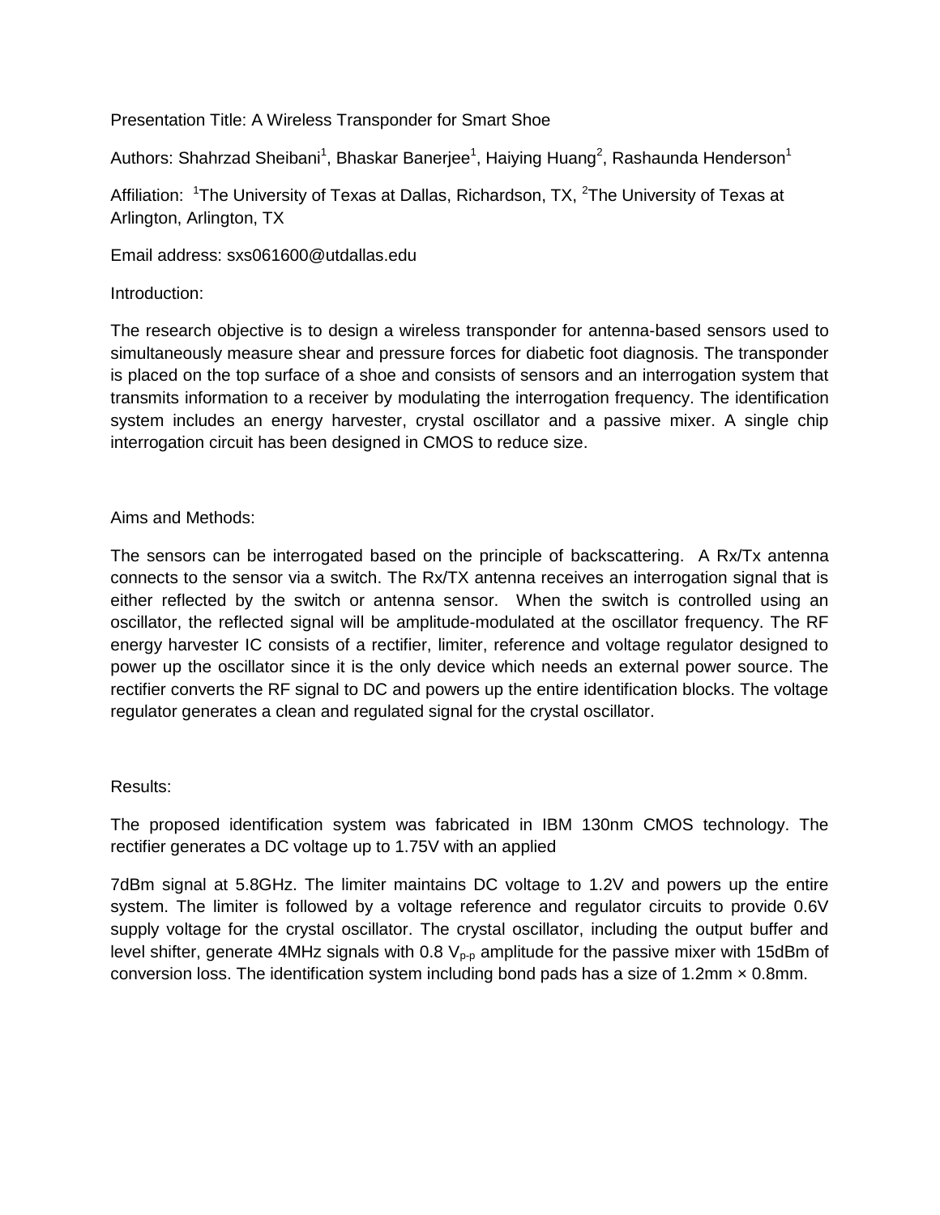Presentation Title: A Wireless Transponder for Smart Shoe

Authors: Shahrzad Sheibani[1], Bhaskar Banerjee[1], Haiying Huang[2], Rashaunda Henderson[1]

Affiliation: [1]The University of Texas at Dallas, Richardson, TX, [2]The University of Texas at Arlington, Arlington, TX

Email address: sxs061600@utdallas.edu

Introduction:

The research objective is to design a wireless transponder for antenna-based sensors used to simultaneously measure shear and pressure forces for diabetic foot diagnosis. The transponder is placed on the top surface of a shoe and consists of sensors and an interrogation system that transmits information to a receiver by modulating the interrogation frequency. The identification system includes an energy harvester, crystal oscillator and a passive mixer. A single chip interrogation circuit has been designed in CMOS to reduce size.

Aims and Methods:

The sensors can be interrogated based on the principle of backscattering. A Rx/Tx antenna connects to the sensor via a switch. The Rx/TX antenna receives an interrogation signal that is either reflected by the switch or antenna sensor. When the switch is controlled using an oscillator, the reflected signal will be amplitude-modulated at the oscillator frequency. The RF energy harvester IC consists of a rectifier, limiter, reference and voltage regulator designed to power up the oscillator since it is the only device which needs an external power source. The rectifier converts the RF signal to DC and powers up the entire identification blocks. The voltage regulator generates a clean and regulated signal for the crystal oscillator.

Results:

The proposed identification system was fabricated in IBM 130nm CMOS technology. The rectifier generates a DC voltage up to 1.75V with an applied

7dBm signal at 5.8GHz. The limiter maintains DC voltage to 1.2V and powers up the entire system. The limiter is followed by a voltage reference and regulator circuits to provide 0.6V supply voltage for the crystal oscillator. The crystal oscillator, including the output buffer and level shifter, generate 4MHz signals with 0.8 $V_{p\text{-}p}$ amplitude for the passive mixer with 15dBm of conversion loss. The identification system including bond pads has a size of 1.2mm × 0.8mm.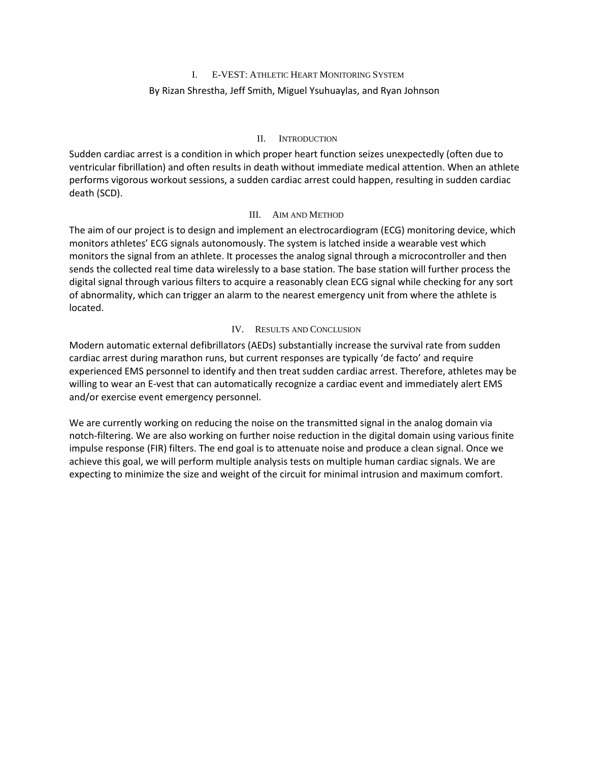# I. E-VEST: Athletic Heart Monitoring System

By Rizan Shrestha, Jeff Smith, Miguel Ysuhuaylas, and Ryan Johnson

## II. Introduction

Sudden cardiac arrest is a condition in which proper heart function seizes unexpectedly (often due to ventricular fibrillation) and often results in death without immediate medical attention. When an athlete performs vigorous workout sessions, a sudden cardiac arrest could happen, resulting in sudden cardiac death (SCD).

## III. Aim and Method

The aim of our project is to design and implement an electrocardiogram (ECG) monitoring device, which monitors athletes' ECG signals autonomously. The system is latched inside a wearable vest which monitors the signal from an athlete. It processes the analog signal through a microcontroller and then sends the collected real time data wirelessly to a base station. The base station will further process the digital signal through various filters to acquire a reasonably clean ECG signal while checking for any sort of abnormality, which can trigger an alarm to the nearest emergency unit from where the athlete is located.

## IV. Results and Conclusion

Modern automatic external defibrillators (AEDs) substantially increase the survival rate from sudden cardiac arrest during marathon runs, but current responses are typically 'de facto' and require experienced EMS personnel to identify and then treat sudden cardiac arrest. Therefore, athletes may be willing to wear an E-vest that can automatically recognize a cardiac event and immediately alert EMS and/or exercise event emergency personnel.

We are currently working on reducing the noise on the transmitted signal in the analog domain via notch-filtering. We are also working on further noise reduction in the digital domain using various finite impulse response (FIR) filters. The end goal is to attenuate noise and produce a clean signal. Once we achieve this goal, we will perform multiple analysis tests on multiple human cardiac signals. We are expecting to minimize the size and weight of the circuit for minimal intrusion and maximum comfort.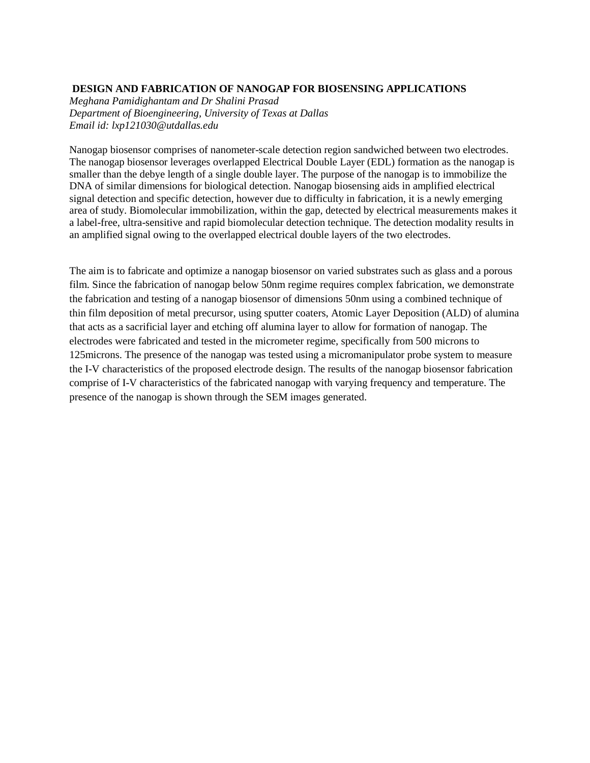## DESIGN AND FABRICATION OF NANOGAP FOR BIOSENSING APPLICATIONS

*Meghana Pamidighantam and Dr Shalini Prasad*
*Department of Bioengineering, University of Texas at Dallas*
*Email id: lxp121030@utdallas.edu*

Nanogap biosensor comprises of nanometer-scale detection region sandwiched between two electrodes. The nanogap biosensor leverages overlapped Electrical Double Layer (EDL) formation as the nanogap is smaller than the debye length of a single double layer. The purpose of the nanogap is to immobilize the DNA of similar dimensions for biological detection. Nanogap biosensing aids in amplified electrical signal detection and specific detection, however due to difficulty in fabrication, it is a newly emerging area of study. Biomolecular immobilization, within the gap, detected by electrical measurements makes it a label-free, ultra-sensitive and rapid biomolecular detection technique. The detection modality results in an amplified signal owing to the overlapped electrical double layers of the two electrodes.

The aim is to fabricate and optimize a nanogap biosensor on varied substrates such as glass and a porous film. Since the fabrication of nanogap below 50nm regime requires complex fabrication, we demonstrate the fabrication and testing of a nanogap biosensor of dimensions 50nm using a combined technique of thin film deposition of metal precursor, using sputter coaters, Atomic Layer Deposition (ALD) of alumina that acts as a sacrificial layer and etching off alumina layer to allow for formation of nanogap. The electrodes were fabricated and tested in the micrometer regime, specifically from 500 microns to 125microns. The presence of the nanogap was tested using a micromanipulator probe system to measure the I-V characteristics of the proposed electrode design. The results of the nanogap biosensor fabrication comprise of I-V characteristics of the fabricated nanogap with varying frequency and temperature. The presence of the nanogap is shown through the SEM images generated.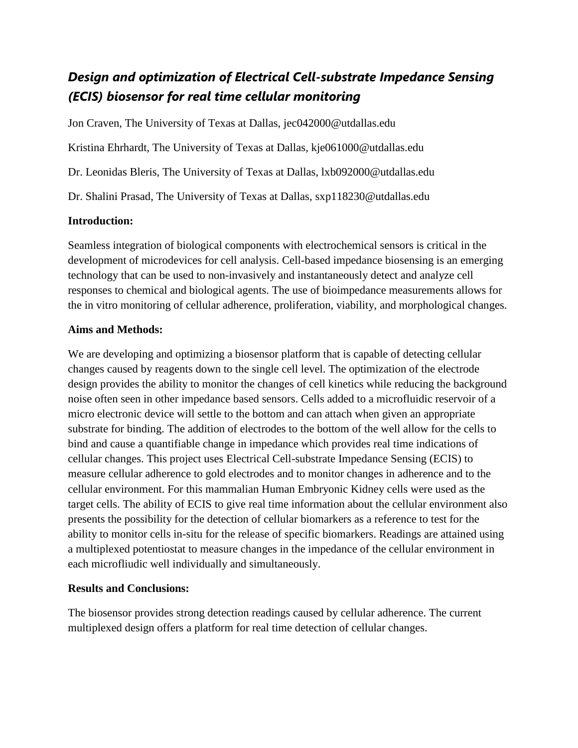## *Design and optimization of Electrical Cell-substrate Impedance Sensing (ECIS) biosensor for real time cellular monitoring*

Jon Craven, The University of Texas at Dallas, jec042000@utdallas.edu

Kristina Ehrhardt, The University of Texas at Dallas, kje061000@utdallas.edu

Dr. Leonidas Bleris, The University of Texas at Dallas, lxb092000@utdallas.edu

Dr. Shalini Prasad, The University of Texas at Dallas, sxp118230@utdallas.edu

**Introduction:**

Seamless integration of biological components with electrochemical sensors is critical in the development of microdevices for cell analysis. Cell-based impedance biosensing is an emerging technology that can be used to non-invasively and instantaneously detect and analyze cell responses to chemical and biological agents. The use of bioimpedance measurements allows for the in vitro monitoring of cellular adherence, proliferation, viability, and morphological changes.

**Aims and Methods:**

We are developing and optimizing a biosensor platform that is capable of detecting cellular changes caused by reagents down to the single cell level. The optimization of the electrode design provides the ability to monitor the changes of cell kinetics while reducing the background noise often seen in other impedance based sensors. Cells added to a microfluidic reservoir of a micro electronic device will settle to the bottom and can attach when given an appropriate substrate for binding. The addition of electrodes to the bottom of the well allow for the cells to bind and cause a quantifiable change in impedance which provides real time indications of cellular changes. This project uses Electrical Cell-substrate Impedance Sensing (ECIS) to measure cellular adherence to gold electrodes and to monitor changes in adherence and to the cellular environment. For this mammalian Human Embryonic Kidney cells were used as the target cells. The ability of ECIS to give real time information about the cellular environment also presents the possibility for the detection of cellular biomarkers as a reference to test for the ability to monitor cells in-situ for the release of specific biomarkers. Readings are attained using a multiplexed potentiostat to measure changes in the impedance of the cellular environment in each microfliudic well individually and simultaneously.

**Results and Conclusions:**

The biosensor provides strong detection readings caused by cellular adherence. The current multiplexed design offers a platform for real time detection of cellular changes.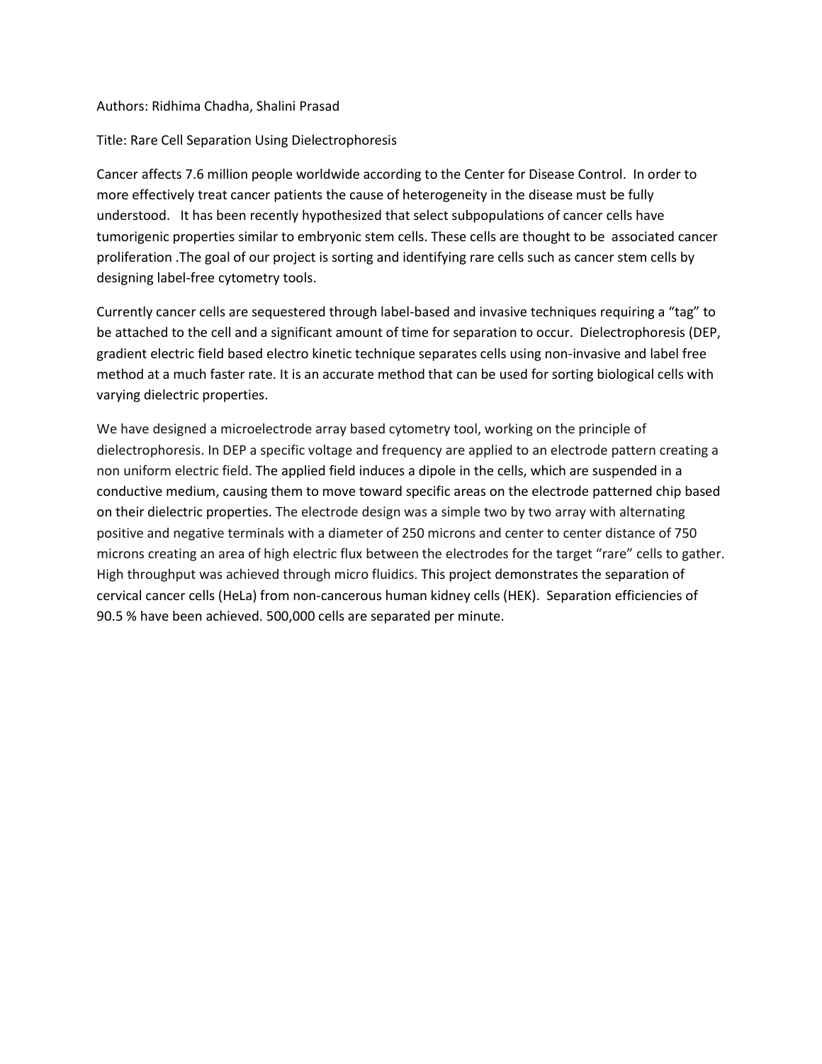Authors: Ridhima Chadha, Shalini Prasad

Title: Rare Cell Separation Using Dielectrophoresis

Cancer affects 7.6 million people worldwide according to the Center for Disease Control. In order to more effectively treat cancer patients the cause of heterogeneity in the disease must be fully understood. It has been recently hypothesized that select subpopulations of cancer cells have tumorigenic properties similar to embryonic stem cells. These cells are thought to be associated cancer proliferation .The goal of our project is sorting and identifying rare cells such as cancer stem cells by designing label-free cytometry tools.

Currently cancer cells are sequestered through label-based and invasive techniques requiring a "tag" to be attached to the cell and a significant amount of time for separation to occur. Dielectrophoresis (DEP, gradient electric field based electro kinetic technique separates cells using non-invasive and label free method at a much faster rate. It is an accurate method that can be used for sorting biological cells with varying dielectric properties.

We have designed a microelectrode array based cytometry tool, working on the principle of dielectrophoresis. In DEP a specific voltage and frequency are applied to an electrode pattern creating a non uniform electric field. The applied field induces a dipole in the cells, which are suspended in a conductive medium, causing them to move toward specific areas on the electrode patterned chip based on their dielectric properties. The electrode design was a simple two by two array with alternating positive and negative terminals with a diameter of 250 microns and center to center distance of 750 microns creating an area of high electric flux between the electrodes for the target "rare" cells to gather. High throughput was achieved through micro fluidics. This project demonstrates the separation of cervical cancer cells (HeLa) from non-cancerous human kidney cells (HEK). Separation efficiencies of 90.5 % have been achieved. 500,000 cells are separated per minute.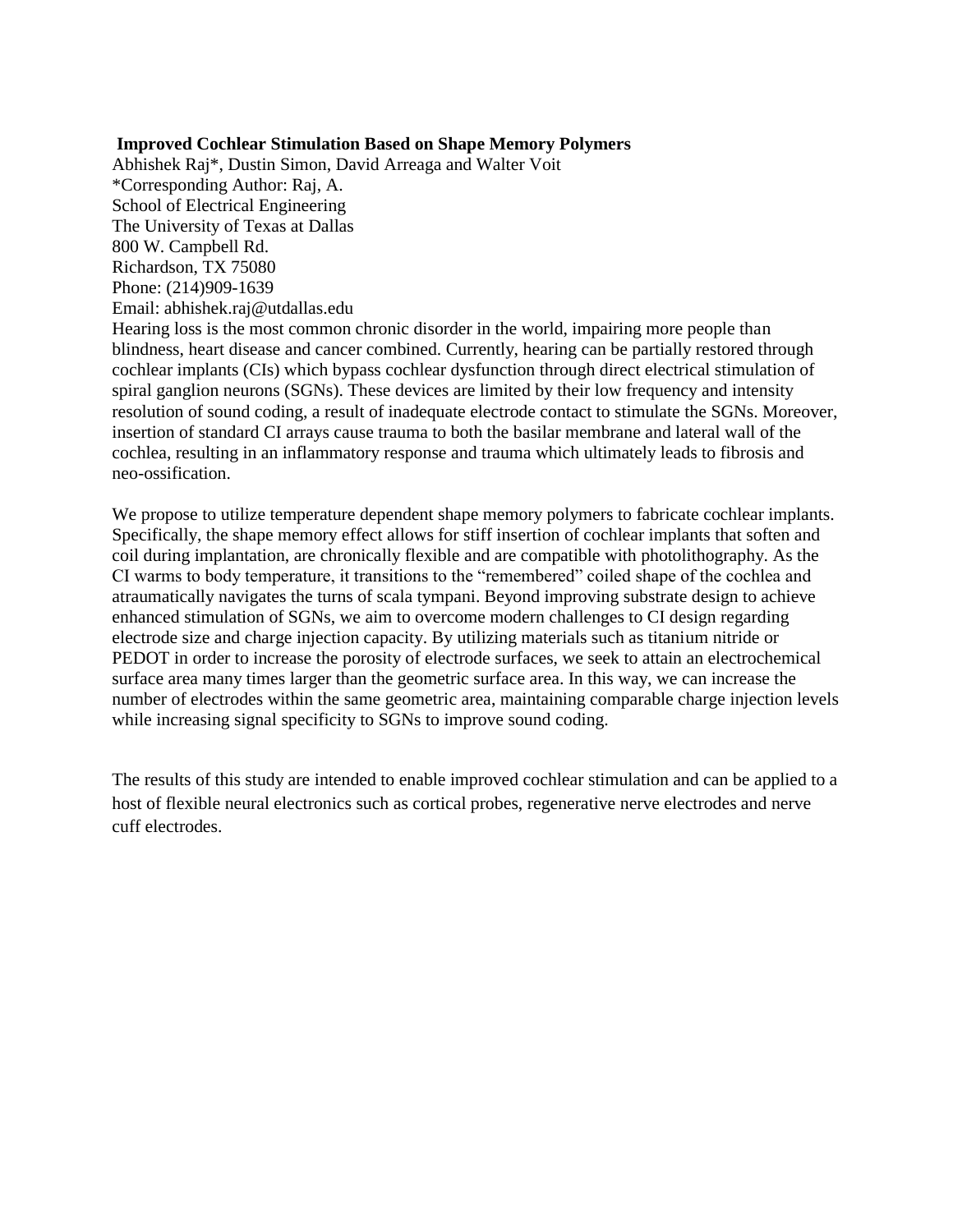**Improved Cochlear Stimulation Based on Shape Memory Polymers**

Abhishek Raj*, Dustin Simon, David Arreaga and Walter Voit
*Corresponding Author: Raj, A.
School of Electrical Engineering
The University of Texas at Dallas
800 W. Campbell Rd.
Richardson, TX 75080
Phone: (214)909-1639
Email: abhishek.raj@utdallas.edu

Hearing loss is the most common chronic disorder in the world, impairing more people than blindness, heart disease and cancer combined. Currently, hearing can be partially restored through cochlear implants (CIs) which bypass cochlear dysfunction through direct electrical stimulation of spiral ganglion neurons (SGNs). These devices are limited by their low frequency and intensity resolution of sound coding, a result of inadequate electrode contact to stimulate the SGNs. Moreover, insertion of standard CI arrays cause trauma to both the basilar membrane and lateral wall of the cochlea, resulting in an inflammatory response and trauma which ultimately leads to fibrosis and neo-ossification.

We propose to utilize temperature dependent shape memory polymers to fabricate cochlear implants. Specifically, the shape memory effect allows for stiff insertion of cochlear implants that soften and coil during implantation, are chronically flexible and are compatible with photolithography. As the CI warms to body temperature, it transitions to the "remembered" coiled shape of the cochlea and atraumatically navigates the turns of scala tympani. Beyond improving substrate design to achieve enhanced stimulation of SGNs, we aim to overcome modern challenges to CI design regarding electrode size and charge injection capacity. By utilizing materials such as titanium nitride or PEDOT in order to increase the porosity of electrode surfaces, we seek to attain an electrochemical surface area many times larger than the geometric surface area. In this way, we can increase the number of electrodes within the same geometric area, maintaining comparable charge injection levels while increasing signal specificity to SGNs to improve sound coding.

The results of this study are intended to enable improved cochlear stimulation and can be applied to a host of flexible neural electronics such as cortical probes, regenerative nerve electrodes and nerve cuff electrodes.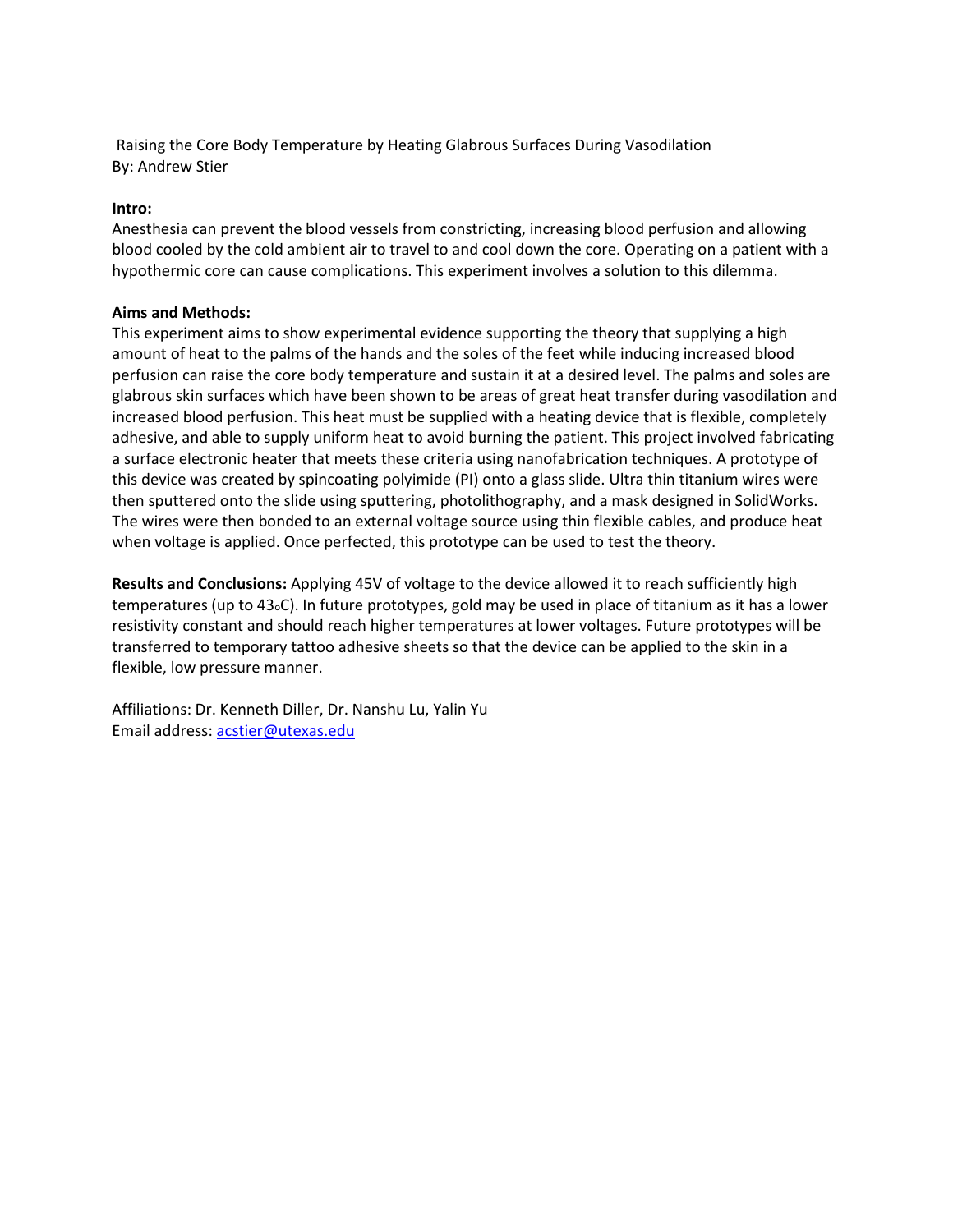Raising the Core Body Temperature by Heating Glabrous Surfaces During Vasodilation
By: Andrew Stier

**Intro:**
Anesthesia can prevent the blood vessels from constricting, increasing blood perfusion and allowing blood cooled by the cold ambient air to travel to and cool down the core. Operating on a patient with a hypothermic core can cause complications. This experiment involves a solution to this dilemma.

**Aims and Methods:**
This experiment aims to show experimental evidence supporting the theory that supplying a high amount of heat to the palms of the hands and the soles of the feet while inducing increased blood perfusion can raise the core body temperature and sustain it at a desired level. The palms and soles are glabrous skin surfaces which have been shown to be areas of great heat transfer during vasodilation and increased blood perfusion. This heat must be supplied with a heating device that is flexible, completely adhesive, and able to supply uniform heat to avoid burning the patient. This project involved fabricating a surface electronic heater that meets these criteria using nanofabrication techniques. A prototype of this device was created by spincoating polyimide (PI) onto a glass slide. Ultra thin titanium wires were then sputtered onto the slide using sputtering, photolithography, and a mask designed in SolidWorks. The wires were then bonded to an external voltage source using thin flexible cables, and produce heat when voltage is applied. Once perfected, this prototype can be used to test the theory.

**Results and Conclusions:** Applying 45V of voltage to the device allowed it to reach sufficiently high temperatures (up to 43$_o$C). In future prototypes, gold may be used in place of titanium as it has a lower resistivity constant and should reach higher temperatures at lower voltages. Future prototypes will be transferred to temporary tattoo adhesive sheets so that the device can be applied to the skin in a flexible, low pressure manner.

Affiliations: Dr. Kenneth Diller, Dr. Nanshu Lu, Yalin Yu
Email address: acstier@utexas.edu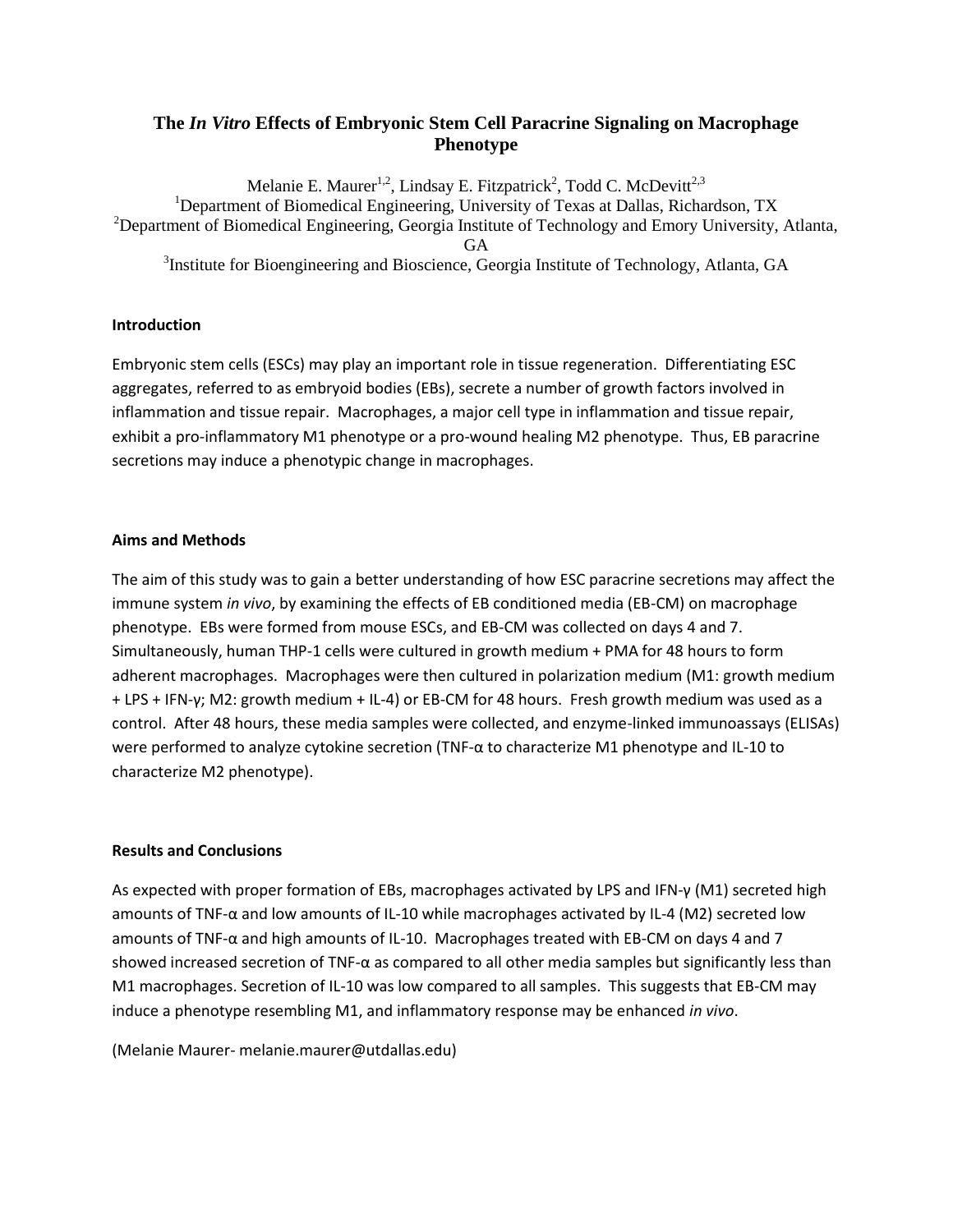# The *In Vitro* Effects of Embryonic Stem Cell Paracrine Signaling on Macrophage Phenotype

Melanie E. Maurer[1,2], Lindsay E. Fitzpatrick[2], Todd C. McDevitt[2,3]

[1]Department of Biomedical Engineering, University of Texas at Dallas, Richardson, TX

[2]Department of Biomedical Engineering, Georgia Institute of Technology and Emory University, Atlanta, GA

[3]Institute for Bioengineering and Bioscience, Georgia Institute of Technology, Atlanta, GA

**Introduction**

Embryonic stem cells (ESCs) may play an important role in tissue regeneration. Differentiating ESC aggregates, referred to as embryoid bodies (EBs), secrete a number of growth factors involved in inflammation and tissue repair. Macrophages, a major cell type in inflammation and tissue repair, exhibit a pro-inflammatory M1 phenotype or a pro-wound healing M2 phenotype. Thus, EB paracrine secretions may induce a phenotypic change in macrophages.

**Aims and Methods**

The aim of this study was to gain a better understanding of how ESC paracrine secretions may affect the immune system *in vivo*, by examining the effects of EB conditioned media (EB-CM) on macrophage phenotype. EBs were formed from mouse ESCs, and EB-CM was collected on days 4 and 7. Simultaneously, human THP-1 cells were cultured in growth medium + PMA for 48 hours to form adherent macrophages. Macrophages were then cultured in polarization medium (M1: growth medium + LPS + IFN-γ; M2: growth medium + IL-4) or EB-CM for 48 hours. Fresh growth medium was used as a control. After 48 hours, these media samples were collected, and enzyme-linked immunoassays (ELISAs) were performed to analyze cytokine secretion (TNF-α to characterize M1 phenotype and IL-10 to characterize M2 phenotype).

**Results and Conclusions**

As expected with proper formation of EBs, macrophages activated by LPS and IFN-γ (M1) secreted high amounts of TNF-α and low amounts of IL-10 while macrophages activated by IL-4 (M2) secreted low amounts of TNF-α and high amounts of IL-10. Macrophages treated with EB-CM on days 4 and 7 showed increased secretion of TNF-α as compared to all other media samples but significantly less than M1 macrophages. Secretion of IL-10 was low compared to all samples. This suggests that EB-CM may induce a phenotype resembling M1, and inflammatory response may be enhanced *in vivo*.

(Melanie Maurer- melanie.maurer@utdallas.edu)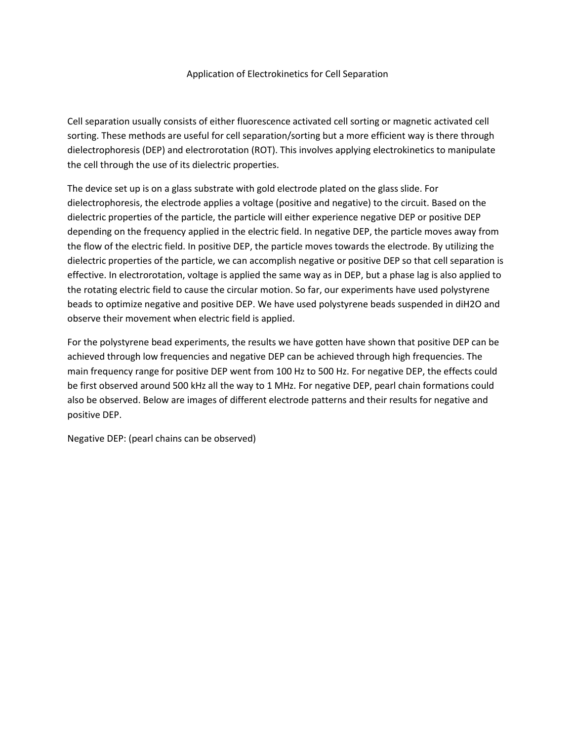# Application of Electrokinetics for Cell Separation

Cell separation usually consists of either fluorescence activated cell sorting or magnetic activated cell sorting. These methods are useful for cell separation/sorting but a more efficient way is there through dielectrophoresis (DEP) and electrorotation (ROT). This involves applying electrokinetics to manipulate the cell through the use of its dielectric properties.

The device set up is on a glass substrate with gold electrode plated on the glass slide. For dielectrophoresis, the electrode applies a voltage (positive and negative) to the circuit. Based on the dielectric properties of the particle, the particle will either experience negative DEP or positive DEP depending on the frequency applied in the electric field. In negative DEP, the particle moves away from the flow of the electric field. In positive DEP, the particle moves towards the electrode. By utilizing the dielectric properties of the particle, we can accomplish negative or positive DEP so that cell separation is effective. In electrorotation, voltage is applied the same way as in DEP, but a phase lag is also applied to the rotating electric field to cause the circular motion. So far, our experiments have used polystyrene beads to optimize negative and positive DEP. We have used polystyrene beads suspended in diH2O and observe their movement when electric field is applied.

For the polystyrene bead experiments, the results we have gotten have shown that positive DEP can be achieved through low frequencies and negative DEP can be achieved through high frequencies. The main frequency range for positive DEP went from 100 Hz to 500 Hz. For negative DEP, the effects could be first observed around 500 kHz all the way to 1 MHz. For negative DEP, pearl chain formations could also be observed. Below are images of different electrode patterns and their results for negative and positive DEP.

Negative DEP: (pearl chains can be observed)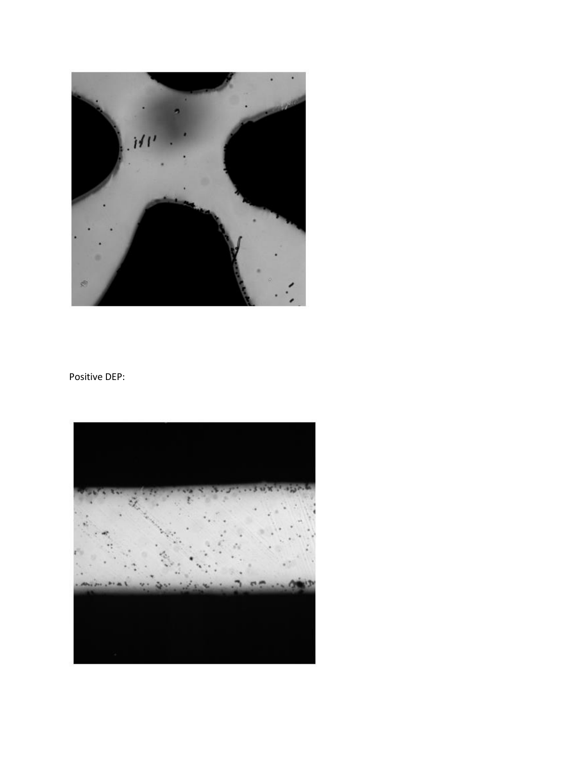Positive DEP: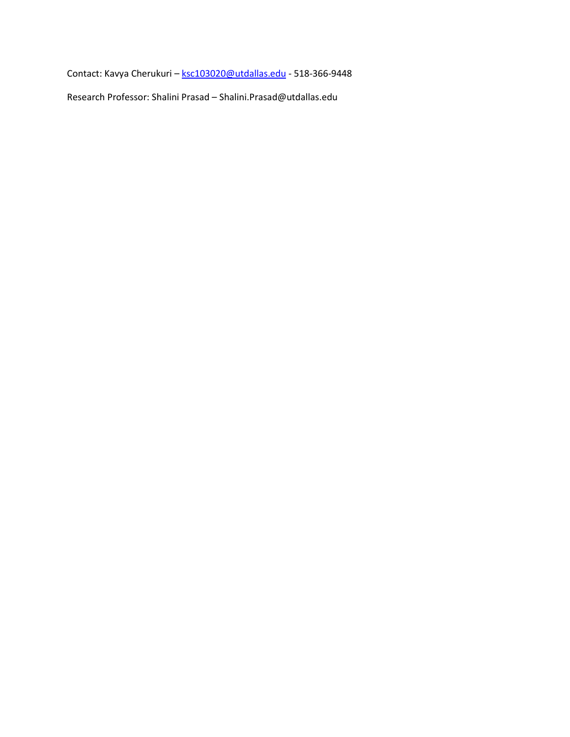Contact: Kavya Cherukuri – ksc103020@utdallas.edu - 518-366-9448

Research Professor: Shalini Prasad – Shalini.Prasad@utdallas.edu